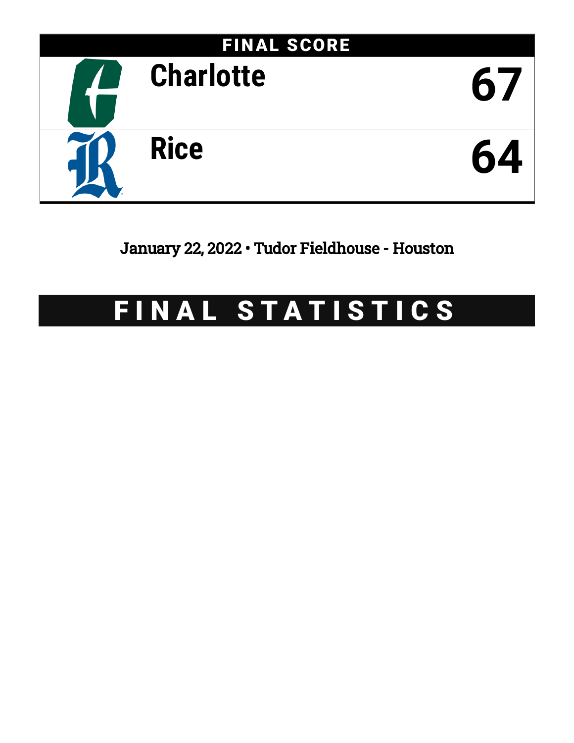## FINAL SCORE

| Team | Score |
| --- | --- |
| Charlotte | 67 |
| Rice | 64 |

January 22, 2022 • Tudor Fieldhouse - Houston

# FINAL STATISTICS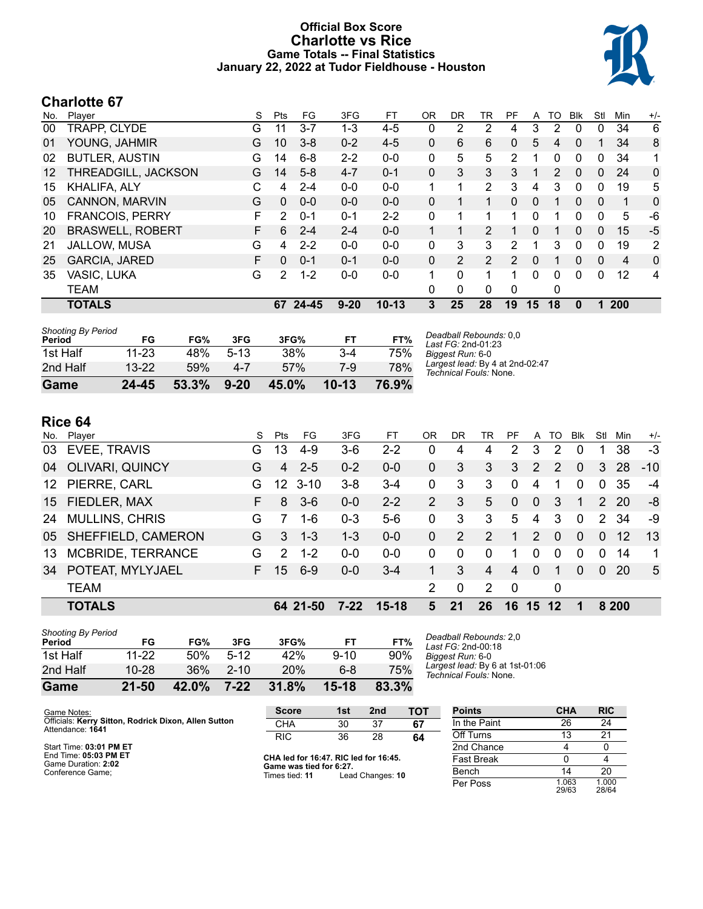# Official Box Score
# Charlotte vs Rice
## Game Totals -- Final Statistics
## January 22, 2022 at Tudor Fieldhouse - Houston

## Charlotte 67

| No. | Player | S | Pts | FG | 3FG | FT | OR | DR | TR | PF | A | TO | Blk | Stl | Min | +/- |
|---|---|---|---|---|---|---|---|---|---|---|---|---|---|---|---|---|
| 00 | TRAPP, CLYDE | G | 11 | 3-7 | 1-3 | 4-5 | 0 | 2 | 2 | 4 | 3 | 2 | 0 | 0 | 34 | 6 |
| 01 | YOUNG, JAHMIR | G | 10 | 3-8 | 0-2 | 4-5 | 0 | 6 | 6 | 0 | 5 | 4 | 0 | 1 | 34 | 8 |
| 02 | BUTLER, AUSTIN | G | 14 | 6-8 | 2-2 | 0-0 | 0 | 5 | 5 | 2 | 1 | 0 | 0 | 0 | 34 | 1 |
| 12 | THREADGILL, JACKSON | G | 14 | 5-8 | 4-7 | 0-1 | 0 | 3 | 3 | 3 | 1 | 2 | 0 | 0 | 24 | 0 |
| 15 | KHALIFA, ALY | C | 4 | 2-4 | 0-0 | 0-0 | 1 | 1 | 2 | 3 | 4 | 3 | 0 | 0 | 19 | 5 |
| 05 | CANNON, MARVIN | G | 0 | 0-0 | 0-0 | 0-0 | 0 | 1 | 1 | 0 | 0 | 1 | 0 | 0 | 1 | 0 |
| 10 | FRANCOIS, PERRY | F | 2 | 0-1 | 0-1 | 2-2 | 0 | 1 | 1 | 1 | 0 | 1 | 0 | 0 | 5 | -6 |
| 20 | BRASWELL, ROBERT | F | 6 | 2-4 | 2-4 | 0-0 | 1 | 1 | 2 | 1 | 0 | 1 | 0 | 0 | 15 | -5 |
| 21 | JALLOW, MUSA | G | 4 | 2-2 | 0-0 | 0-0 | 0 | 3 | 3 | 2 | 1 | 3 | 0 | 0 | 19 | 2 |
| 25 | GARCIA, JARED | F | 0 | 0-1 | 0-1 | 0-0 | 0 | 2 | 2 | 2 | 0 | 1 | 0 | 0 | 4 | 0 |
| 35 | VASIC, LUKA | G | 2 | 1-2 | 0-0 | 0-0 | 1 | 0 | 1 | 1 | 0 | 0 | 0 | 0 | 12 | 4 |
| | TEAM | | | | | | 0 | 0 | 0 | 0 | | 0 | | | | |
| | **TOTALS** | | **67** | **24-45** | **9-20** | **10-13** | **3** | **25** | **28** | **19** | **15** | **18** | **0** | **1** | **200** | |

| Shooting By Period Period | FG | FG% | 3FG | 3FG% | FT | FT% |
|---|---|---|---|---|---|---|
| 1st Half | 11-23 | 48% | 5-13 | 38% | 3-4 | 75% |
| 2nd Half | 13-22 | 59% | 4-7 | 57% | 7-9 | 78% |
| **Game** | **24-45** | **53.3%** | **9-20** | **45.0%** | **10-13** | **76.9%** |

*Deadball Rebounds:* 0,0
*Last FG:* 2nd-01:23
*Biggest Run:* 6-0
*Largest lead:* By 4 at 2nd-02:47
*Technical Fouls:* None.

## Rice 64

| No. | Player | S | Pts | FG | 3FG | FT | OR | DR | TR | PF | A | TO | Blk | Stl | Min | +/- |
|---|---|---|---|---|---|---|---|---|---|---|---|---|---|---|---|---|
| 03 | EVEE, TRAVIS | G | 13 | 4-9 | 3-6 | 2-2 | 0 | 4 | 4 | 2 | 3 | 2 | 0 | 1 | 38 | -3 |
| 04 | OLIVARI, QUINCY | G | 4 | 2-5 | 0-2 | 0-0 | 0 | 3 | 3 | 3 | 2 | 2 | 0 | 3 | 28 | -10 |
| 12 | PIERRE, CARL | G | 12 | 3-10 | 3-8 | 3-4 | 0 | 3 | 3 | 0 | 4 | 1 | 0 | 0 | 35 | -4 |
| 15 | FIEDLER, MAX | F | 8 | 3-6 | 0-0 | 2-2 | 2 | 3 | 5 | 0 | 0 | 3 | 1 | 2 | 20 | -8 |
| 24 | MULLINS, CHRIS | G | 7 | 1-6 | 0-3 | 5-6 | 0 | 3 | 3 | 5 | 4 | 3 | 0 | 2 | 34 | -9 |
| 05 | SHEFFIELD, CAMERON | G | 3 | 1-3 | 1-3 | 0-0 | 0 | 2 | 2 | 1 | 2 | 0 | 0 | 0 | 12 | 13 |
| 13 | MCBRIDE, TERRANCE | G | 2 | 1-2 | 0-0 | 0-0 | 0 | 0 | 0 | 1 | 0 | 0 | 0 | 0 | 14 | 1 |
| 34 | POTEAT, MYLYJAEL | F | 15 | 6-9 | 0-0 | 3-4 | 1 | 3 | 4 | 4 | 0 | 1 | 0 | 0 | 20 | 5 |
| | TEAM | | | | | | 2 | 0 | 2 | 0 | | 0 | | | | |
| | **TOTALS** | | **64** | **21-50** | **7-22** | **15-18** | **5** | **21** | **26** | **16** | **15** | **12** | **1** | **8** | **200** | |

| Shooting By Period Period | FG | FG% | 3FG | 3FG% | FT | FT% |
|---|---|---|---|---|---|---|
| 1st Half | 11-22 | 50% | 5-12 | 42% | 9-10 | 90% |
| 2nd Half | 10-28 | 36% | 2-10 | 20% | 6-8 | 75% |
| **Game** | **21-50** | **42.0%** | **7-22** | **31.8%** | **15-18** | **83.3%** |

*Deadball Rebounds:* 2,0
*Last FG:* 2nd-00:18
*Biggest Run:* 6-0
*Largest lead:* By 6 at 1st-01:06
*Technical Fouls:* None.

Game Notes:
Officials: **Kerry Sitton, Rodrick Dixon, Allen Sutton**
Attendance: **1641**

Start Time: **03:01 PM ET**
End Time: **05:03 PM ET**
Game Duration: **2:02**
Conference Game;

| Score | 1st | 2nd | TOT |
|---|---|---|---|
| CHA | 30 | 37 | **67** |
| RIC | 36 | 28 | **64** |

**CHA led for 16:47. RIC led for 16:45. Game was tied for 6:27.**
Times tied: **11** Lead Changes: **10**

| Points | CHA | RIC |
|---|---|---|
| In the Paint | 26 | 24 |
| Off Turns | 13 | 21 |
| 2nd Chance | 4 | 0 |
| Fast Break | 0 | 4 |
| Bench | 14 | 20 |
| Per Poss | 1.063 29/63 | 1.000 28/64 |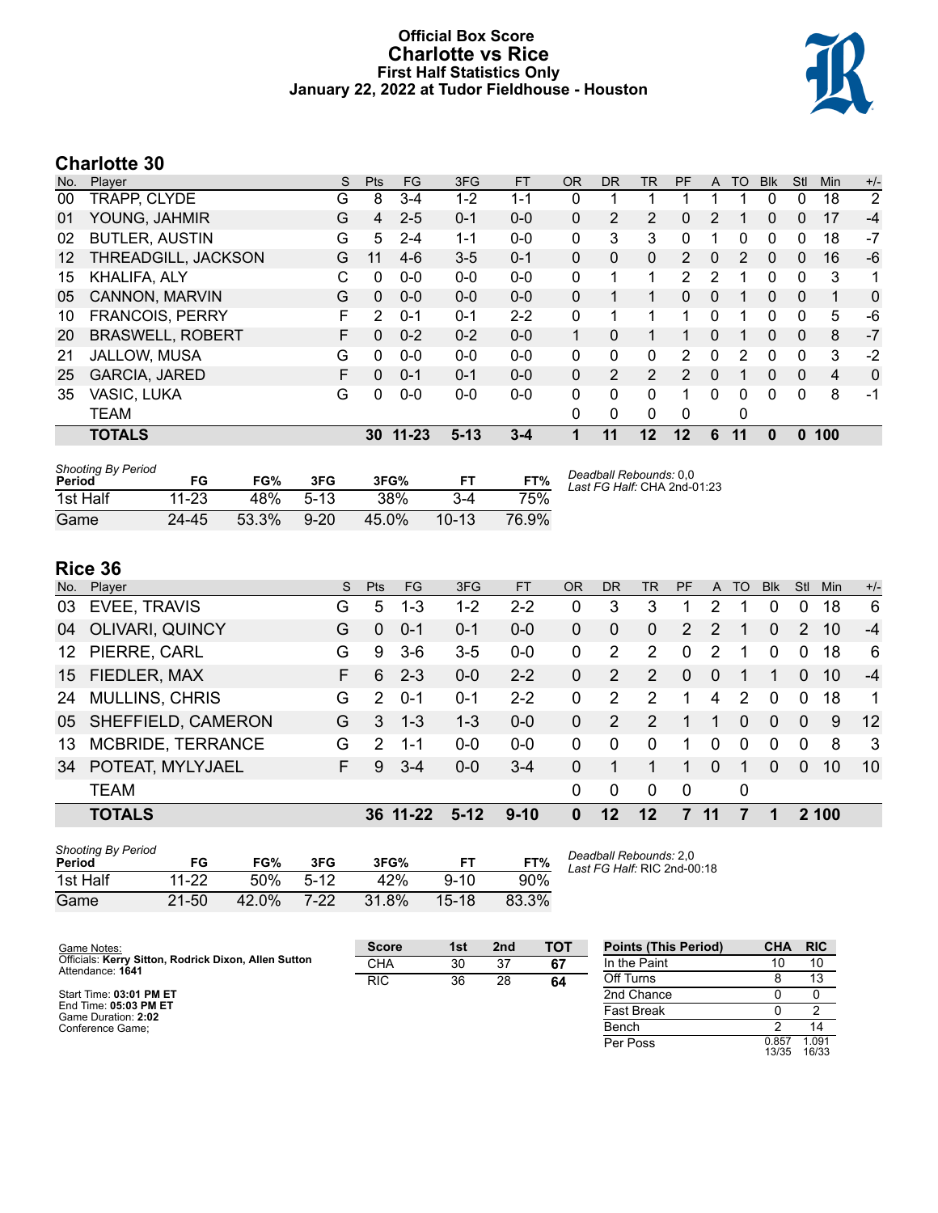# Official Box Score
# Charlotte vs Rice
## First Half Statistics Only
### January 22, 2022 at Tudor Fieldhouse - Houston

## Charlotte 30

| No. | Player | S | Pts | FG | 3FG | FT | OR | DR | TR | PF | A | TO | Blk | Stl | Min | +/- |
|---|---|---|---|---|---|---|---|---|---|---|---|---|---|---|---|---|
| 00 | TRAPP, CLYDE | G | 8 | 3-4 | 1-2 | 1-1 | 0 | 1 | 1 | 1 | 1 | 1 | 0 | 0 | 18 | 2 |
| 01 | YOUNG, JAHMIR | G | 4 | 2-5 | 0-1 | 0-0 | 0 | 2 | 2 | 0 | 2 | 1 | 0 | 0 | 17 | -4 |
| 02 | BUTLER, AUSTIN | G | 5 | 2-4 | 1-1 | 0-0 | 0 | 3 | 3 | 0 | 1 | 0 | 0 | 0 | 18 | -7 |
| 12 | THREADGILL, JACKSON | G | 11 | 4-6 | 3-5 | 0-1 | 0 | 0 | 0 | 2 | 0 | 2 | 0 | 0 | 16 | -6 |
| 15 | KHALIFA, ALY | C | 0 | 0-0 | 0-0 | 0-0 | 0 | 1 | 1 | 2 | 2 | 1 | 0 | 0 | 3 | 1 |
| 05 | CANNON, MARVIN | G | 0 | 0-0 | 0-0 | 0-0 | 0 | 1 | 1 | 0 | 0 | 1 | 0 | 0 | 1 | 0 |
| 10 | FRANCOIS, PERRY | F | 2 | 0-1 | 0-1 | 2-2 | 0 | 1 | 1 | 1 | 0 | 1 | 0 | 0 | 5 | -6 |
| 20 | BRASWELL, ROBERT | F | 0 | 0-2 | 0-2 | 0-0 | 1 | 0 | 1 | 1 | 0 | 1 | 0 | 0 | 8 | -7 |
| 21 | JALLOW, MUSA | G | 0 | 0-0 | 0-0 | 0-0 | 0 | 0 | 0 | 2 | 0 | 2 | 0 | 0 | 3 | -2 |
| 25 | GARCIA, JARED | F | 0 | 0-1 | 0-1 | 0-0 | 0 | 2 | 2 | 2 | 0 | 1 | 0 | 0 | 4 | 0 |
| 35 | VASIC, LUKA | G | 0 | 0-0 | 0-0 | 0-0 | 0 | 0 | 0 | 1 | 0 | 0 | 0 | 0 | 8 | -1 |
| | TEAM | | | | | | 0 | 0 | 0 | 0 | | 0 | | | | |
| | **TOTALS** | | **30** | **11-23** | **5-13** | **3-4** | **1** | **11** | **12** | **12** | **6** | **11** | **0** | **0** | **100** | |

| Shooting By Period Period | FG | FG% | 3FG | 3FG% | FT | FT% |
|---|---|---|---|---|---|---|
| 1st Half | 11-23 | 48% | 5-13 | 38% | 3-4 | 75% |
| Game | 24-45 | 53.3% | 9-20 | 45.0% | 10-13 | 76.9% |

*Deadball Rebounds:* 0,0
*Last FG Half:* CHA 2nd-01:23

## Rice 36

| No. | Player | S | Pts | FG | 3FG | FT | OR | DR | TR | PF | A | TO | Blk | Stl | Min | +/- |
|---|---|---|---|---|---|---|---|---|---|---|---|---|---|---|---|---|
| 03 | EVEE, TRAVIS | G | 5 | 1-3 | 1-2 | 2-2 | 0 | 3 | 3 | 1 | 2 | 1 | 0 | 0 | 18 | 6 |
| 04 | OLIVARI, QUINCY | G | 0 | 0-1 | 0-1 | 0-0 | 0 | 0 | 0 | 2 | 2 | 1 | 0 | 2 | 10 | -4 |
| 12 | PIERRE, CARL | G | 9 | 3-6 | 3-5 | 0-0 | 0 | 2 | 2 | 0 | 2 | 1 | 0 | 0 | 18 | 6 |
| 15 | FIEDLER, MAX | F | 6 | 2-3 | 0-0 | 2-2 | 0 | 2 | 2 | 0 | 0 | 1 | 1 | 0 | 10 | -4 |
| 24 | MULLINS, CHRIS | G | 2 | 0-1 | 0-1 | 2-2 | 0 | 2 | 2 | 1 | 4 | 2 | 0 | 0 | 18 | 1 |
| 05 | SHEFFIELD, CAMERON | G | 3 | 1-3 | 1-3 | 0-0 | 0 | 2 | 2 | 1 | 1 | 0 | 0 | 0 | 9 | 12 |
| 13 | MCBRIDE, TERRANCE | G | 2 | 1-1 | 0-0 | 0-0 | 0 | 0 | 0 | 1 | 0 | 0 | 0 | 0 | 8 | 3 |
| 34 | POTEAT, MYLYJAEL | F | 9 | 3-4 | 0-0 | 3-4 | 0 | 1 | 1 | 1 | 0 | 1 | 0 | 0 | 10 | 10 |
| | TEAM | | | | | | 0 | 0 | 0 | 0 | | 0 | | | | |
| | **TOTALS** | | **36** | **11-22** | **5-12** | **9-10** | **0** | **12** | **12** | **7** | **11** | **7** | **1** | **2** | **100** | |

| Shooting By Period Period | FG | FG% | 3FG | 3FG% | FT | FT% |
|---|---|---|---|---|---|---|
| 1st Half | 11-22 | 50% | 5-12 | 42% | 9-10 | 90% |
| Game | 21-50 | 42.0% | 7-22 | 31.8% | 15-18 | 83.3% |

*Deadball Rebounds:* 2,0
*Last FG Half:* RIC 2nd-00:18

Game Notes:
Officials: **Kerry Sitton, Rodrick Dixon, Allen Sutton**
Attendance: **1641**

Start Time: **03:01 PM ET**
End Time: **05:03 PM ET**
Game Duration: **2:02**
Conference Game;

| Score | 1st | 2nd | TOT |
|---|---|---|---|
| CHA | 30 | 37 | **67** |
| RIC | 36 | 28 | **64** |

| Points (This Period) | CHA | RIC |
|---|---|---|
| In the Paint | 10 | 10 |
| Off Turns | 8 | 13 |
| 2nd Chance | 0 | 0 |
| Fast Break | 0 | 2 |
| Bench | 2 | 14 |
| Per Poss | 0.857 13/35 | 1.091 16/33 |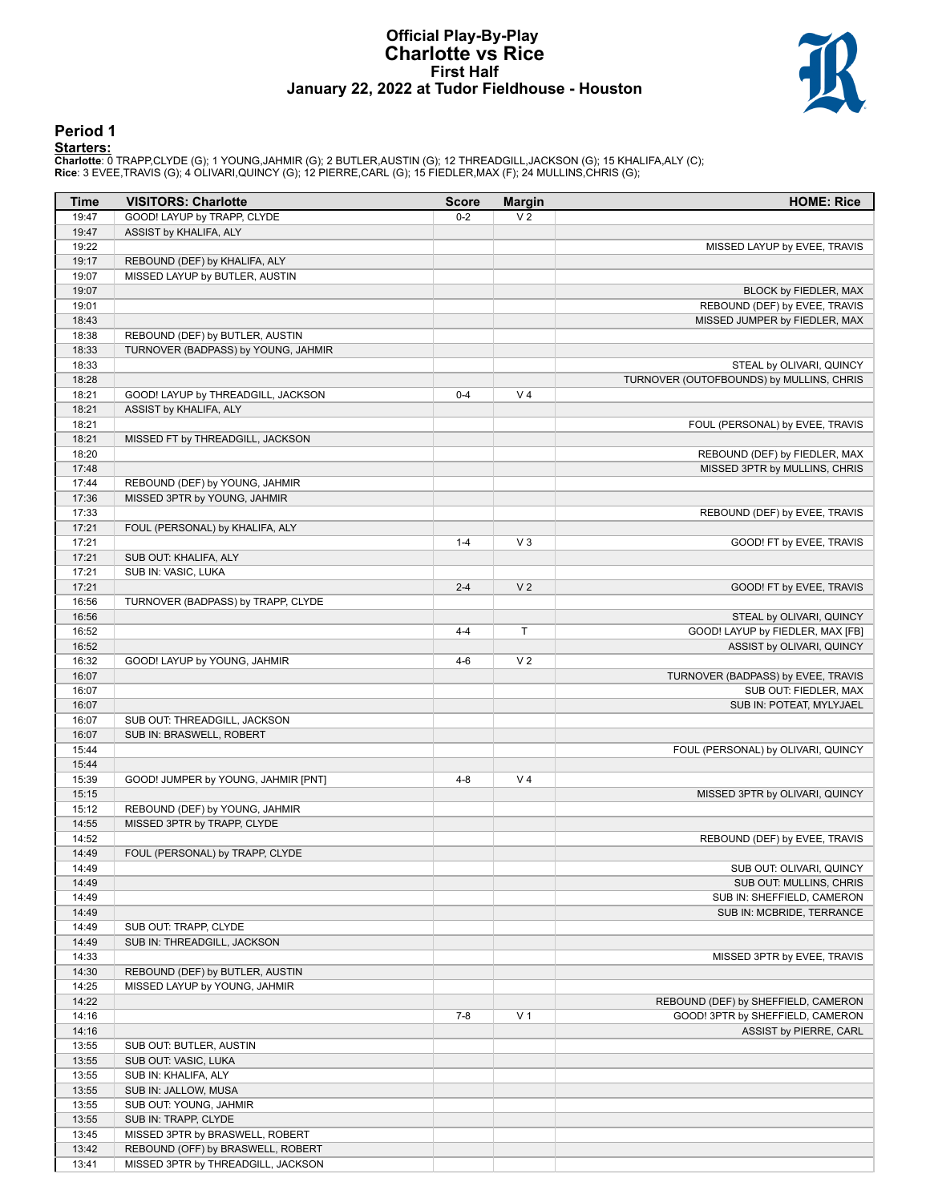# Official Play-By-Play
## Charlotte vs Rice
### First Half
### January 22, 2022 at Tudor Fieldhouse - Houston

## Period 1

**Starters:**

**Charlotte**: 0 TRAPP,CLYDE (G); 1 YOUNG,JAHMIR (G); 2 BUTLER,AUSTIN (G); 12 THREADGILL,JACKSON (G); 15 KHALIFA,ALY (C);
**Rice**: 3 EVEE,TRAVIS (G); 4 OLIVARI,QUINCY (G); 12 PIERRE,CARL (G); 15 FIEDLER,MAX (F); 24 MULLINS,CHRIS (G);

| Time | VISITORS: Charlotte | Score | Margin | HOME: Rice |
|---|---|---|---|---|
| 19:47 | GOOD! LAYUP by TRAPP, CLYDE | 0-2 | V 2 | |
| 19:47 | ASSIST by KHALIFA, ALY | | | |
| 19:22 | | | | MISSED LAYUP by EVEE, TRAVIS |
| 19:17 | REBOUND (DEF) by KHALIFA, ALY | | | |
| 19:07 | MISSED LAYUP by BUTLER, AUSTIN | | | |
| 19:07 | | | | BLOCK by FIEDLER, MAX |
| 19:01 | | | | REBOUND (DEF) by EVEE, TRAVIS |
| 18:43 | | | | MISSED JUMPER by FIEDLER, MAX |
| 18:38 | REBOUND (DEF) by BUTLER, AUSTIN | | | |
| 18:33 | TURNOVER (BADPASS) by YOUNG, JAHMIR | | | |
| 18:33 | | | | STEAL by OLIVARI, QUINCY |
| 18:28 | | | | TURNOVER (OUTOFBOUNDS) by MULLINS, CHRIS |
| 18:21 | GOOD! LAYUP by THREADGILL, JACKSON | 0-4 | V 4 | |
| 18:21 | ASSIST by KHALIFA, ALY | | | |
| 18:21 | | | | FOUL (PERSONAL) by EVEE, TRAVIS |
| 18:21 | MISSED FT by THREADGILL, JACKSON | | | |
| 18:20 | | | | REBOUND (DEF) by FIEDLER, MAX |
| 17:48 | | | | MISSED 3PTR by MULLINS, CHRIS |
| 17:44 | REBOUND (DEF) by YOUNG, JAHMIR | | | |
| 17:36 | MISSED 3PTR by YOUNG, JAHMIR | | | |
| 17:33 | | | | REBOUND (DEF) by EVEE, TRAVIS |
| 17:21 | FOUL (PERSONAL) by KHALIFA, ALY | | | |
| 17:21 | | 1-4 | V 3 | GOOD! FT by EVEE, TRAVIS |
| 17:21 | SUB OUT: KHALIFA, ALY | | | |
| 17:21 | SUB IN: VASIC, LUKA | | | |
| 17:21 | | 2-4 | V 2 | GOOD! FT by EVEE, TRAVIS |
| 16:56 | TURNOVER (BADPASS) by TRAPP, CLYDE | | | |
| 16:56 | | | | STEAL by OLIVARI, QUINCY |
| 16:52 | | 4-4 | T | GOOD! LAYUP by FIEDLER, MAX [FB] |
| 16:52 | | | | ASSIST by OLIVARI, QUINCY |
| 16:32 | GOOD! LAYUP by YOUNG, JAHMIR | 4-6 | V 2 | |
| 16:07 | | | | TURNOVER (BADPASS) by EVEE, TRAVIS |
| 16:07 | | | | SUB OUT: FIEDLER, MAX |
| 16:07 | | | | SUB IN: POTEAT, MYLYJAEL |
| 16:07 | SUB OUT: THREADGILL, JACKSON | | | |
| 16:07 | SUB IN: BRASWELL, ROBERT | | | |
| 15:44 | | | | FOUL (PERSONAL) by OLIVARI, QUINCY |
| 15:44 | | | | |
| 15:39 | GOOD! JUMPER by YOUNG, JAHMIR [PNT] | 4-8 | V 4 | |
| 15:15 | | | | MISSED 3PTR by OLIVARI, QUINCY |
| 15:12 | REBOUND (DEF) by YOUNG, JAHMIR | | | |
| 14:55 | MISSED 3PTR by TRAPP, CLYDE | | | |
| 14:52 | | | | REBOUND (DEF) by EVEE, TRAVIS |
| 14:49 | FOUL (PERSONAL) by TRAPP, CLYDE | | | |
| 14:49 | | | | SUB OUT: OLIVARI, QUINCY |
| 14:49 | | | | SUB OUT: MULLINS, CHRIS |
| 14:49 | | | | SUB IN: SHEFFIELD, CAMERON |
| 14:49 | | | | SUB IN: MCBRIDE, TERRANCE |
| 14:49 | SUB OUT: TRAPP, CLYDE | | | |
| 14:49 | SUB IN: THREADGILL, JACKSON | | | |
| 14:33 | | | | MISSED 3PTR by EVEE, TRAVIS |
| 14:30 | REBOUND (DEF) by BUTLER, AUSTIN | | | |
| 14:25 | MISSED LAYUP by YOUNG, JAHMIR | | | |
| 14:22 | | | | REBOUND (DEF) by SHEFFIELD, CAMERON |
| 14:16 | | 7-8 | V 1 | GOOD! 3PTR by SHEFFIELD, CAMERON |
| 14:16 | | | | ASSIST by PIERRE, CARL |
| 13:55 | SUB OUT: BUTLER, AUSTIN | | | |
| 13:55 | SUB OUT: VASIC, LUKA | | | |
| 13:55 | SUB IN: KHALIFA, ALY | | | |
| 13:55 | SUB IN: JALLOW, MUSA | | | |
| 13:55 | SUB OUT: YOUNG, JAHMIR | | | |
| 13:55 | SUB IN: TRAPP, CLYDE | | | |
| 13:45 | MISSED 3PTR by BRASWELL, ROBERT | | | |
| 13:42 | REBOUND (OFF) by BRASWELL, ROBERT | | | |
| 13:41 | MISSED 3PTR by THREADGILL, JACKSON | | | |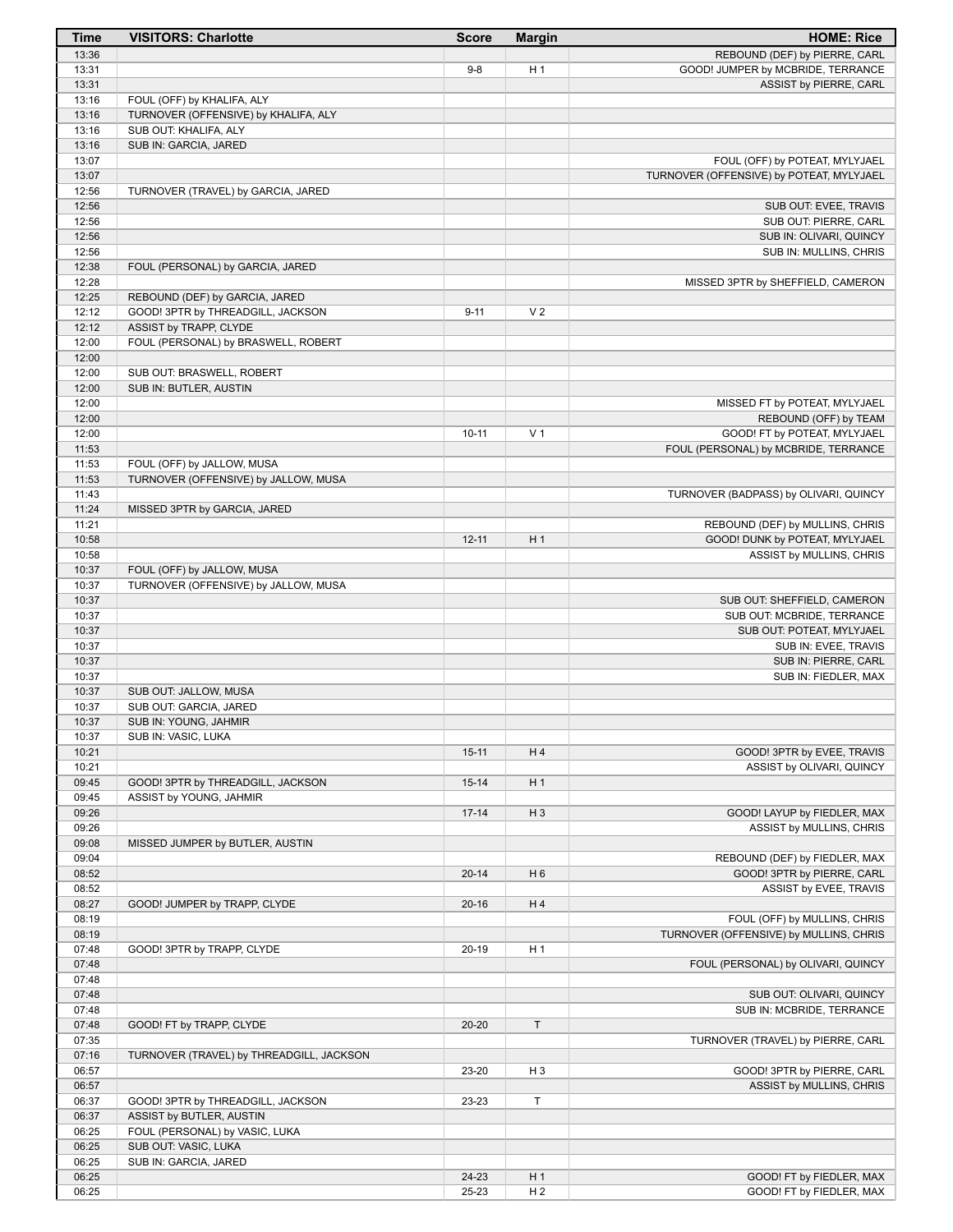| Time | VISITORS: Charlotte | Score | Margin | HOME: Rice |
|---|---|---|---|---|
| 13:36 | | | | REBOUND (DEF) by PIERRE, CARL |
| 13:31 | | 9-8 | H 1 | GOOD! JUMPER by MCBRIDE, TERRANCE |
| 13:31 | | | | ASSIST by PIERRE, CARL |
| 13:16 | FOUL (OFF) by KHALIFA, ALY | | | |
| 13:16 | TURNOVER (OFFENSIVE) by KHALIFA, ALY | | | |
| 13:16 | SUB OUT: KHALIFA, ALY | | | |
| 13:16 | SUB IN: GARCIA, JARED | | | |
| 13:07 | | | | FOUL (OFF) by POTEAT, MYLYJAEL |
| 13:07 | | | | TURNOVER (OFFENSIVE) by POTEAT, MYLYJAEL |
| 12:56 | TURNOVER (TRAVEL) by GARCIA, JARED | | | |
| 12:56 | | | | SUB OUT: EVEE, TRAVIS |
| 12:56 | | | | SUB OUT: PIERRE, CARL |
| 12:56 | | | | SUB IN: OLIVARI, QUINCY |
| 12:56 | | | | SUB IN: MULLINS, CHRIS |
| 12:38 | FOUL (PERSONAL) by GARCIA, JARED | | | |
| 12:28 | | | | MISSED 3PTR by SHEFFIELD, CAMERON |
| 12:25 | REBOUND (DEF) by GARCIA, JARED | | | |
| 12:12 | GOOD! 3PTR by THREADGILL, JACKSON | 9-11 | V 2 | |
| 12:12 | ASSIST by TRAPP, CLYDE | | | |
| 12:00 | FOUL (PERSONAL) by BRASWELL, ROBERT | | | |
| 12:00 | | | | |
| 12:00 | SUB OUT: BRASWELL, ROBERT | | | |
| 12:00 | SUB IN: BUTLER, AUSTIN | | | |
| 12:00 | | | | MISSED FT by POTEAT, MYLYJAEL |
| 12:00 | | | | REBOUND (OFF) by TEAM |
| 12:00 | | 10-11 | V 1 | GOOD! FT by POTEAT, MYLYJAEL |
| 11:53 | | | | FOUL (PERSONAL) by MCBRIDE, TERRANCE |
| 11:53 | FOUL (OFF) by JALLOW, MUSA | | | |
| 11:53 | TURNOVER (OFFENSIVE) by JALLOW, MUSA | | | |
| 11:43 | | | | TURNOVER (BADPASS) by OLIVARI, QUINCY |
| 11:24 | MISSED 3PTR by GARCIA, JARED | | | |
| 11:21 | | | | REBOUND (DEF) by MULLINS, CHRIS |
| 10:58 | | 12-11 | H 1 | GOOD! DUNK by POTEAT, MYLYJAEL |
| 10:58 | | | | ASSIST by MULLINS, CHRIS |
| 10:37 | FOUL (OFF) by JALLOW, MUSA | | | |
| 10:37 | TURNOVER (OFFENSIVE) by JALLOW, MUSA | | | |
| 10:37 | | | | SUB OUT: SHEFFIELD, CAMERON |
| 10:37 | | | | SUB OUT: MCBRIDE, TERRANCE |
| 10:37 | | | | SUB OUT: POTEAT, MYLYJAEL |
| 10:37 | | | | SUB IN: EVEE, TRAVIS |
| 10:37 | | | | SUB IN: PIERRE, CARL |
| 10:37 | | | | SUB IN: FIEDLER, MAX |
| 10:37 | SUB OUT: JALLOW, MUSA | | | |
| 10:37 | SUB OUT: GARCIA, JARED | | | |
| 10:37 | SUB IN: YOUNG, JAHMIR | | | |
| 10:37 | SUB IN: VASIC, LUKA | | | |
| 10:21 | | 15-11 | H 4 | GOOD! 3PTR by EVEE, TRAVIS |
| 10:21 | | | | ASSIST by OLIVARI, QUINCY |
| 09:45 | GOOD! 3PTR by THREADGILL, JACKSON | 15-14 | H 1 | |
| 09:45 | ASSIST by YOUNG, JAHMIR | | | |
| 09:26 | | 17-14 | H 3 | GOOD! LAYUP by FIEDLER, MAX |
| 09:26 | | | | ASSIST by MULLINS, CHRIS |
| 09:08 | MISSED JUMPER by BUTLER, AUSTIN | | | |
| 09:04 | | | | REBOUND (DEF) by FIEDLER, MAX |
| 08:52 | | 20-14 | H 6 | GOOD! 3PTR by PIERRE, CARL |
| 08:52 | | | | ASSIST by EVEE, TRAVIS |
| 08:27 | GOOD! JUMPER by TRAPP, CLYDE | 20-16 | H 4 | |
| 08:19 | | | | FOUL (OFF) by MULLINS, CHRIS |
| 08:19 | | | | TURNOVER (OFFENSIVE) by MULLINS, CHRIS |
| 07:48 | GOOD! 3PTR by TRAPP, CLYDE | 20-19 | H 1 | |
| 07:48 | | | | FOUL (PERSONAL) by OLIVARI, QUINCY |
| 07:48 | | | | |
| 07:48 | | | | SUB OUT: OLIVARI, QUINCY |
| 07:48 | | | | SUB IN: MCBRIDE, TERRANCE |
| 07:48 | GOOD! FT by TRAPP, CLYDE | 20-20 | T | |
| 07:35 | | | | TURNOVER (TRAVEL) by PIERRE, CARL |
| 07:16 | TURNOVER (TRAVEL) by THREADGILL, JACKSON | | | |
| 06:57 | | 23-20 | H 3 | GOOD! 3PTR by PIERRE, CARL |
| 06:57 | | | | ASSIST by MULLINS, CHRIS |
| 06:37 | GOOD! 3PTR by THREADGILL, JACKSON | 23-23 | T | |
| 06:37 | ASSIST by BUTLER, AUSTIN | | | |
| 06:25 | FOUL (PERSONAL) by VASIC, LUKA | | | |
| 06:25 | SUB OUT: VASIC, LUKA | | | |
| 06:25 | SUB IN: GARCIA, JARED | | | |
| 06:25 | | 24-23 | H 1 | GOOD! FT by FIEDLER, MAX |
| 06:25 | | 25-23 | H 2 | GOOD! FT by FIEDLER, MAX |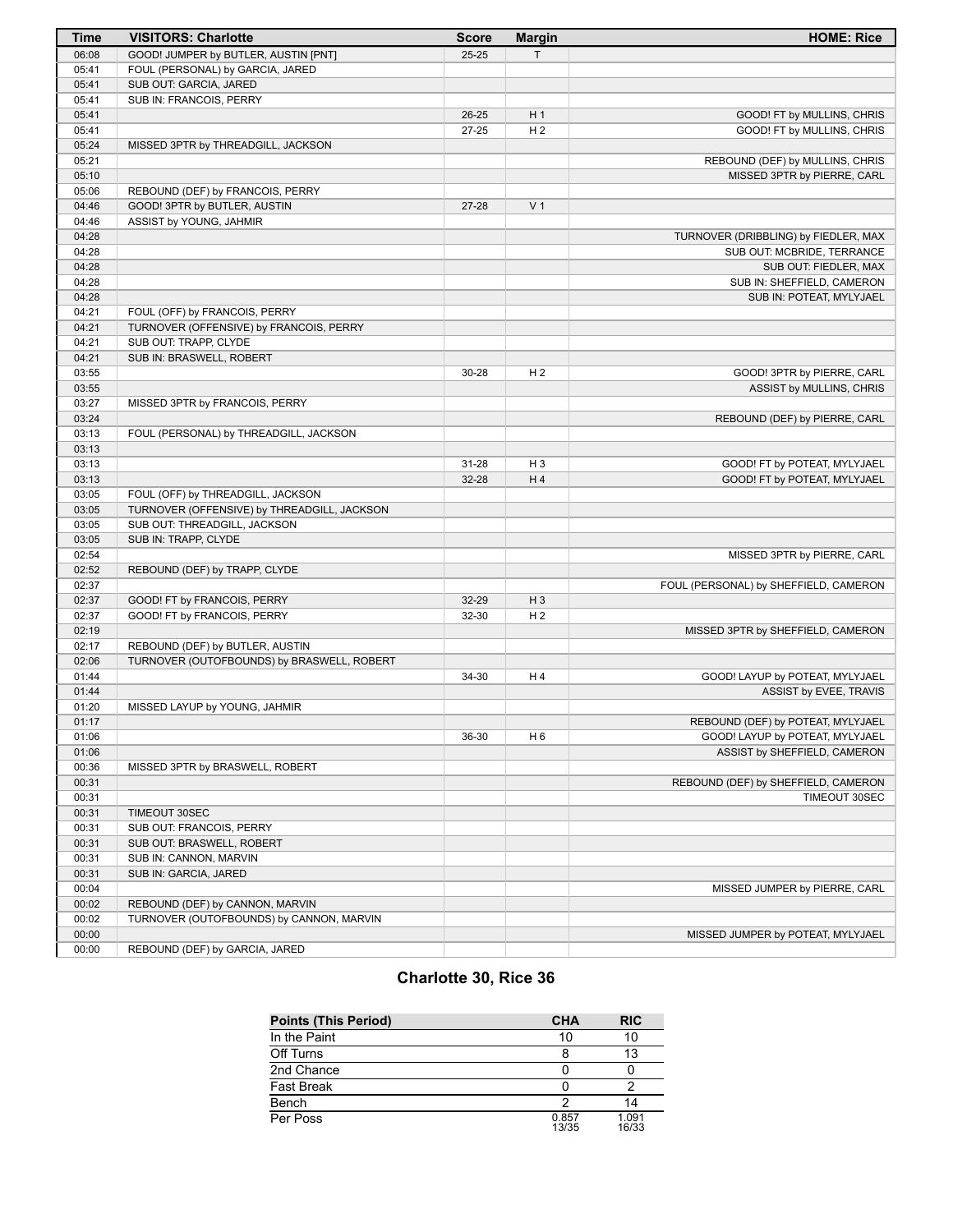| Time | VISITORS: Charlotte | Score | Margin | HOME: Rice |
|---|---|---|---|---|
| 06:08 | GOOD! JUMPER by BUTLER, AUSTIN [PNT] | 25-25 | T | |
| 05:41 | FOUL (PERSONAL) by GARCIA, JARED | | | |
| 05:41 | SUB OUT: GARCIA, JARED | | | |
| 05:41 | SUB IN: FRANCOIS, PERRY | | | |
| 05:41 | | 26-25 | H 1 | GOOD! FT by MULLINS, CHRIS |
| 05:41 | | 27-25 | H 2 | GOOD! FT by MULLINS, CHRIS |
| 05:24 | MISSED 3PTR by THREADGILL, JACKSON | | | |
| 05:21 | | | | REBOUND (DEF) by MULLINS, CHRIS |
| 05:10 | | | | MISSED 3PTR by PIERRE, CARL |
| 05:06 | REBOUND (DEF) by FRANCOIS, PERRY | | | |
| 04:46 | GOOD! 3PTR by BUTLER, AUSTIN | 27-28 | V 1 | |
| 04:46 | ASSIST by YOUNG, JAHMIR | | | |
| 04:28 | | | | TURNOVER (DRIBBLING) by FIEDLER, MAX |
| 04:28 | | | | SUB OUT: MCBRIDE, TERRANCE |
| 04:28 | | | | SUB OUT: FIEDLER, MAX |
| 04:28 | | | | SUB IN: SHEFFIELD, CAMERON |
| 04:28 | | | | SUB IN: POTEAT, MYLYJAEL |
| 04:21 | FOUL (OFF) by FRANCOIS, PERRY | | | |
| 04:21 | TURNOVER (OFFENSIVE) by FRANCOIS, PERRY | | | |
| 04:21 | SUB OUT: TRAPP, CLYDE | | | |
| 04:21 | SUB IN: BRASWELL, ROBERT | | | |
| 03:55 | | 30-28 | H 2 | GOOD! 3PTR by PIERRE, CARL |
| 03:55 | | | | ASSIST by MULLINS, CHRIS |
| 03:27 | MISSED 3PTR by FRANCOIS, PERRY | | | |
| 03:24 | | | | REBOUND (DEF) by PIERRE, CARL |
| 03:13 | FOUL (PERSONAL) by THREADGILL, JACKSON | | | |
| 03:13 | | | | |
| 03:13 | | 31-28 | H 3 | GOOD! FT by POTEAT, MYLYJAEL |
| 03:13 | | 32-28 | H 4 | GOOD! FT by POTEAT, MYLYJAEL |
| 03:05 | FOUL (OFF) by THREADGILL, JACKSON | | | |
| 03:05 | TURNOVER (OFFENSIVE) by THREADGILL, JACKSON | | | |
| 03:05 | SUB OUT: THREADGILL, JACKSON | | | |
| 03:05 | SUB IN: TRAPP, CLYDE | | | |
| 02:54 | | | | MISSED 3PTR by PIERRE, CARL |
| 02:52 | REBOUND (DEF) by TRAPP, CLYDE | | | |
| 02:37 | | | | FOUL (PERSONAL) by SHEFFIELD, CAMERON |
| 02:37 | GOOD! FT by FRANCOIS, PERRY | 32-29 | H 3 | |
| 02:37 | GOOD! FT by FRANCOIS, PERRY | 32-30 | H 2 | |
| 02:19 | | | | MISSED 3PTR by SHEFFIELD, CAMERON |
| 02:17 | REBOUND (DEF) by BUTLER, AUSTIN | | | |
| 02:06 | TURNOVER (OUTOFBOUNDS) by BRASWELL, ROBERT | | | |
| 01:44 | | 34-30 | H 4 | GOOD! LAYUP by POTEAT, MYLYJAEL |
| 01:44 | | | | ASSIST by EVEE, TRAVIS |
| 01:20 | MISSED LAYUP by YOUNG, JAHMIR | | | |
| 01:17 | | | | REBOUND (DEF) by POTEAT, MYLYJAEL |
| 01:06 | | 36-30 | H 6 | GOOD! LAYUP by POTEAT, MYLYJAEL |
| 01:06 | | | | ASSIST by SHEFFIELD, CAMERON |
| 00:36 | MISSED 3PTR by BRASWELL, ROBERT | | | |
| 00:31 | | | | REBOUND (DEF) by SHEFFIELD, CAMERON |
| 00:31 | | | | TIMEOUT 30SEC |
| 00:31 | TIMEOUT 30SEC | | | |
| 00:31 | SUB OUT: FRANCOIS, PERRY | | | |
| 00:31 | SUB OUT: BRASWELL, ROBERT | | | |
| 00:31 | SUB IN: CANNON, MARVIN | | | |
| 00:31 | SUB IN: GARCIA, JARED | | | |
| 00:04 | | | | MISSED JUMPER by PIERRE, CARL |
| 00:02 | REBOUND (DEF) by CANNON, MARVIN | | | |
| 00:02 | TURNOVER (OUTOFBOUNDS) by CANNON, MARVIN | | | |
| 00:00 | | | | MISSED JUMPER by POTEAT, MYLYJAEL |
| 00:00 | REBOUND (DEF) by GARCIA, JARED | | | |

## Charlotte 30, Rice 36

| Points (This Period) | CHA | RIC |
|---|---|---|
| In the Paint | 10 | 10 |
| Off Turns | 8 | 13 |
| 2nd Chance | 0 | 0 |
| Fast Break | 0 | 2 |
| Bench | 2 | 14 |
| Per Poss | 0.857 13/35 | 1.091 16/33 |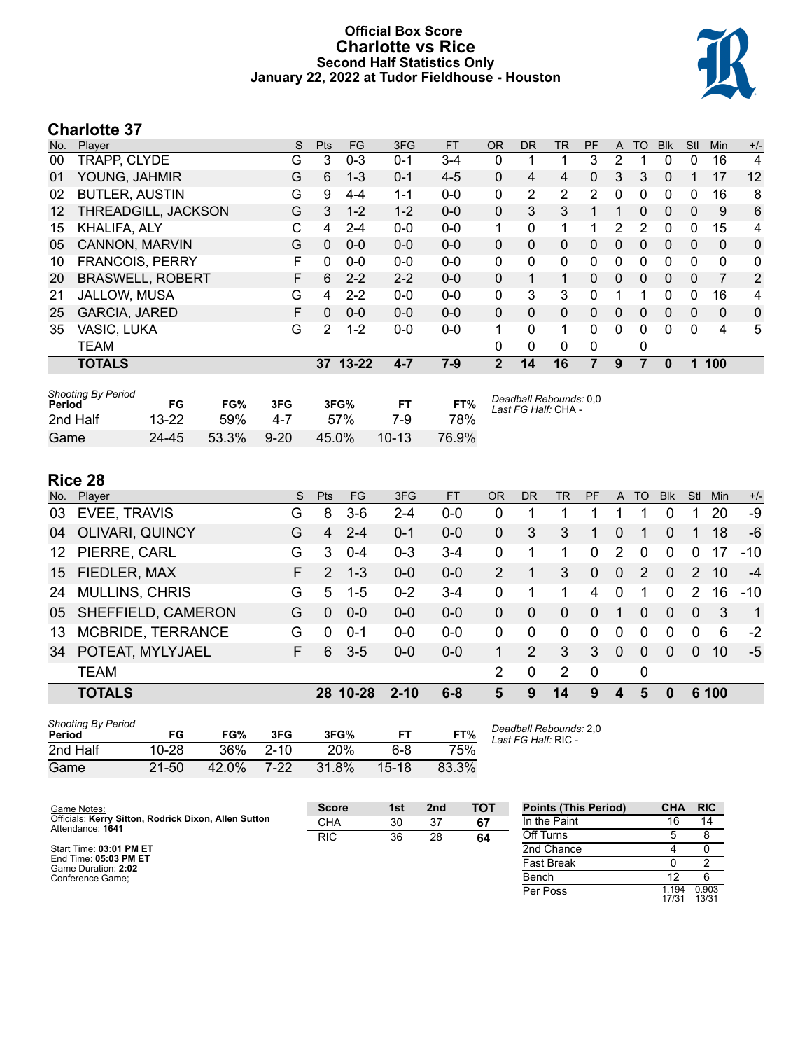# Official Box Score
# Charlotte vs Rice
## Second Half Statistics Only
### January 22, 2022 at Tudor Fieldhouse - Houston

## Charlotte 37

| No. | Player | S | Pts | FG | 3FG | FT | OR | DR | TR | PF | A | TO | Blk | Stl | Min | +/- |
|---|---|---|---|---|---|---|---|---|---|---|---|---|---|---|---|---|
| 00 | TRAPP, CLYDE | G | 3 | 0-3 | 0-1 | 3-4 | 0 | 1 | 1 | 3 | 2 | 1 | 0 | 0 | 16 | 4 |
| 01 | YOUNG, JAHMIR | G | 6 | 1-3 | 0-1 | 4-5 | 0 | 4 | 4 | 0 | 3 | 3 | 0 | 1 | 17 | 12 |
| 02 | BUTLER, AUSTIN | G | 9 | 4-4 | 1-1 | 0-0 | 0 | 2 | 2 | 2 | 0 | 0 | 0 | 0 | 16 | 8 |
| 12 | THREADGILL, JACKSON | G | 3 | 1-2 | 1-2 | 0-0 | 0 | 3 | 3 | 1 | 1 | 0 | 0 | 0 | 9 | 6 |
| 15 | KHALIFA, ALY | C | 4 | 2-4 | 0-0 | 0-0 | 1 | 0 | 1 | 1 | 2 | 2 | 0 | 0 | 15 | 4 |
| 05 | CANNON, MARVIN | G | 0 | 0-0 | 0-0 | 0-0 | 0 | 0 | 0 | 0 | 0 | 0 | 0 | 0 | 0 | 0 |
| 10 | FRANCOIS, PERRY | F | 0 | 0-0 | 0-0 | 0-0 | 0 | 0 | 0 | 0 | 0 | 0 | 0 | 0 | 0 | 0 |
| 20 | BRASWELL, ROBERT | F | 6 | 2-2 | 2-2 | 0-0 | 0 | 1 | 1 | 0 | 0 | 0 | 0 | 0 | 7 | 2 |
| 21 | JALLOW, MUSA | G | 4 | 2-2 | 0-0 | 0-0 | 0 | 3 | 3 | 0 | 1 | 1 | 0 | 0 | 16 | 4 |
| 25 | GARCIA, JARED | F | 0 | 0-0 | 0-0 | 0-0 | 0 | 0 | 0 | 0 | 0 | 0 | 0 | 0 | 0 | 0 |
| 35 | VASIC, LUKA | G | 2 | 1-2 | 0-0 | 0-0 | 1 | 0 | 1 | 0 | 0 | 0 | 0 | 0 | 4 | 5 |
| | TEAM | | | | | | 0 | 0 | 0 | 0 | | 0 | | | | |
| | **TOTALS** | | **37** | **13-22** | **4-7** | **7-9** | **2** | **14** | **16** | **7** | **9** | **7** | **0** | **1** | **100** | |

*Shooting By Period*

| Period | FG | FG% | 3FG | 3FG% | FT | FT% |
|---|---|---|---|---|---|---|
| 2nd Half | 13-22 | 59% | 4-7 | 57% | 7-9 | 78% |
| Game | 24-45 | 53.3% | 9-20 | 45.0% | 10-13 | 76.9% |

*Deadball Rebounds:* 0,0
*Last FG Half:* CHA -

## Rice 28

| No. | Player | S | Pts | FG | 3FG | FT | OR | DR | TR | PF | A | TO | Blk | Stl | Min | +/- |
|---|---|---|---|---|---|---|---|---|---|---|---|---|---|---|---|---|
| 03 | EVEE, TRAVIS | G | 8 | 3-6 | 2-4 | 0-0 | 0 | 1 | 1 | 1 | 1 | 1 | 0 | 1 | 20 | -9 |
| 04 | OLIVARI, QUINCY | G | 4 | 2-4 | 0-1 | 0-0 | 0 | 3 | 3 | 1 | 0 | 1 | 0 | 1 | 18 | -6 |
| 12 | PIERRE, CARL | G | 3 | 0-4 | 0-3 | 3-4 | 0 | 1 | 1 | 0 | 2 | 0 | 0 | 0 | 17 | -10 |
| 15 | FIEDLER, MAX | F | 2 | 1-3 | 0-0 | 0-0 | 2 | 1 | 3 | 0 | 0 | 2 | 0 | 2 | 10 | -4 |
| 24 | MULLINS, CHRIS | G | 5 | 1-5 | 0-2 | 3-4 | 0 | 1 | 1 | 4 | 0 | 1 | 0 | 2 | 16 | -10 |
| 05 | SHEFFIELD, CAMERON | G | 0 | 0-0 | 0-0 | 0-0 | 0 | 0 | 0 | 0 | 1 | 0 | 0 | 0 | 3 | 1 |
| 13 | MCBRIDE, TERRANCE | G | 0 | 0-1 | 0-0 | 0-0 | 0 | 0 | 0 | 0 | 0 | 0 | 0 | 0 | 6 | -2 |
| 34 | POTEAT, MYLYJAEL | F | 6 | 3-5 | 0-0 | 0-0 | 1 | 2 | 3 | 3 | 0 | 0 | 0 | 0 | 10 | -5 |
| | TEAM | | | | | | 2 | 0 | 2 | 0 | | 0 | | | | |
| | **TOTALS** | | **28** | **10-28** | **2-10** | **6-8** | **5** | **9** | **14** | **9** | **4** | **5** | **0** | **6** | **100** | |

*Shooting By Period*

| Period | FG | FG% | 3FG | 3FG% | FT | FT% |
|---|---|---|---|---|---|---|
| 2nd Half | 10-28 | 36% | 2-10 | 20% | 6-8 | 75% |
| Game | 21-50 | 42.0% | 7-22 | 31.8% | 15-18 | 83.3% |

*Deadball Rebounds:* 2,0
*Last FG Half:* RIC -

Game Notes:
Officials: **Kerry Sitton, Rodrick Dixon, Allen Sutton**
Attendance: **1641**

Start Time: **03:01 PM ET**
End Time: **05:03 PM ET**
Game Duration: **2:02**
Conference Game;

| Score | 1st | 2nd | TOT |
|---|---|---|---|
| CHA | 30 | 37 | **67** |
| RIC | 36 | 28 | **64** |

| Points (This Period) | CHA | RIC |
|---|---|---|
| In the Paint | 16 | 14 |
| Off Turns | 5 | 8 |
| 2nd Chance | 4 | 0 |
| Fast Break | 0 | 2 |
| Bench | 12 | 6 |
| Per Poss | 1.194 17/31 | 0.903 13/31 |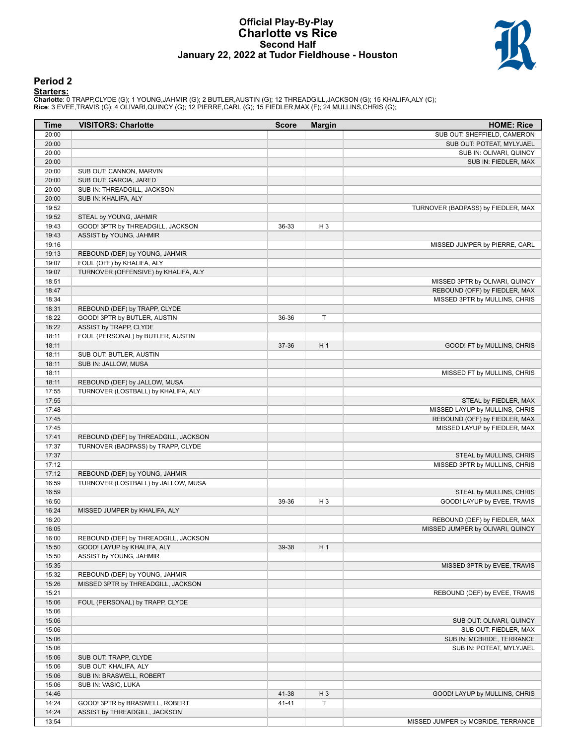# Official Play-By-Play
# Charlotte vs Rice
## Second Half
## January 22, 2022 at Tudor Fieldhouse - Houston

### Period 2

**Starters:**

**Charlotte**: 0 TRAPP,CLYDE (G); 1 YOUNG,JAHMIR (G); 2 BUTLER,AUSTIN (G); 12 THREADGILL,JACKSON (G); 15 KHALIFA,ALY (C);
**Rice**: 3 EVEE,TRAVIS (G); 4 OLIVARI,QUINCY (G); 12 PIERRE,CARL (G); 15 FIEDLER,MAX (F); 24 MULLINS,CHRIS (G);

| Time | VISITORS: Charlotte | Score | Margin | HOME: Rice |
|---|---|---|---|---|
| 20:00 | | | | SUB OUT: SHEFFIELD, CAMERON |
| 20:00 | | | | SUB OUT: POTEAT, MYLYJAEL |
| 20:00 | | | | SUB IN: OLIVARI, QUINCY |
| 20:00 | | | | SUB IN: FIEDLER, MAX |
| 20:00 | SUB OUT: CANNON, MARVIN | | | |
| 20:00 | SUB OUT: GARCIA, JARED | | | |
| 20:00 | SUB IN: THREADGILL, JACKSON | | | |
| 20:00 | SUB IN: KHALIFA, ALY | | | |
| 19:52 | | | | TURNOVER (BADPASS) by FIEDLER, MAX |
| 19:52 | STEAL by YOUNG, JAHMIR | | | |
| 19:43 | GOOD! 3PTR by THREADGILL, JACKSON | 36-33 | H 3 | |
| 19:43 | ASSIST by YOUNG, JAHMIR | | | |
| 19:16 | | | | MISSED JUMPER by PIERRE, CARL |
| 19:13 | REBOUND (DEF) by YOUNG, JAHMIR | | | |
| 19:07 | FOUL (OFF) by KHALIFA, ALY | | | |
| 19:07 | TURNOVER (OFFENSIVE) by KHALIFA, ALY | | | |
| 18:51 | | | | MISSED 3PTR by OLIVARI, QUINCY |
| 18:47 | | | | REBOUND (OFF) by FIEDLER, MAX |
| 18:34 | | | | MISSED 3PTR by MULLINS, CHRIS |
| 18:31 | REBOUND (DEF) by TRAPP, CLYDE | | | |
| 18:22 | GOOD! 3PTR by BUTLER, AUSTIN | 36-36 | T | |
| 18:22 | ASSIST by TRAPP, CLYDE | | | |
| 18:11 | FOUL (PERSONAL) by BUTLER, AUSTIN | | | |
| 18:11 | | 37-36 | H 1 | GOOD! FT by MULLINS, CHRIS |
| 18:11 | SUB OUT: BUTLER, AUSTIN | | | |
| 18:11 | SUB IN: JALLOW, MUSA | | | |
| 18:11 | | | | MISSED FT by MULLINS, CHRIS |
| 18:11 | REBOUND (DEF) by JALLOW, MUSA | | | |
| 17:55 | TURNOVER (LOSTBALL) by KHALIFA, ALY | | | |
| 17:55 | | | | STEAL by FIEDLER, MAX |
| 17:48 | | | | MISSED LAYUP by MULLINS, CHRIS |
| 17:45 | | | | REBOUND (OFF) by FIEDLER, MAX |
| 17:45 | | | | MISSED LAYUP by FIEDLER, MAX |
| 17:41 | REBOUND (DEF) by THREADGILL, JACKSON | | | |
| 17:37 | TURNOVER (BADPASS) by TRAPP, CLYDE | | | |
| 17:37 | | | | STEAL by MULLINS, CHRIS |
| 17:12 | | | | MISSED 3PTR by MULLINS, CHRIS |
| 17:12 | REBOUND (DEF) by YOUNG, JAHMIR | | | |
| 16:59 | TURNOVER (LOSTBALL) by JALLOW, MUSA | | | |
| 16:59 | | | | STEAL by MULLINS, CHRIS |
| 16:50 | | 39-36 | H 3 | GOOD! LAYUP by EVEE, TRAVIS |
| 16:24 | MISSED JUMPER by KHALIFA, ALY | | | |
| 16:20 | | | | REBOUND (DEF) by FIEDLER, MAX |
| 16:05 | | | | MISSED JUMPER by OLIVARI, QUINCY |
| 16:00 | REBOUND (DEF) by THREADGILL, JACKSON | | | |
| 15:50 | GOOD! LAYUP by KHALIFA, ALY | 39-38 | H 1 | |
| 15:50 | ASSIST by YOUNG, JAHMIR | | | |
| 15:35 | | | | MISSED 3PTR by EVEE, TRAVIS |
| 15:32 | REBOUND (DEF) by YOUNG, JAHMIR | | | |
| 15:26 | MISSED 3PTR by THREADGILL, JACKSON | | | |
| 15:21 | | | | REBOUND (DEF) by EVEE, TRAVIS |
| 15:06 | FOUL (PERSONAL) by TRAPP, CLYDE | | | |
| 15:06 | | | | |
| 15:06 | | | | SUB OUT: OLIVARI, QUINCY |
| 15:06 | | | | SUB OUT: FIEDLER, MAX |
| 15:06 | | | | SUB IN: MCBRIDE, TERRANCE |
| 15:06 | | | | SUB IN: POTEAT, MYLYJAEL |
| 15:06 | SUB OUT: TRAPP, CLYDE | | | |
| 15:06 | SUB OUT: KHALIFA, ALY | | | |
| 15:06 | SUB IN: BRASWELL, ROBERT | | | |
| 15:06 | SUB IN: VASIC, LUKA | | | |
| 14:46 | | 41-38 | H 3 | GOOD! LAYUP by MULLINS, CHRIS |
| 14:24 | GOOD! 3PTR by BRASWELL, ROBERT | 41-41 | T | |
| 14:24 | ASSIST by THREADGILL, JACKSON | | | |
| 13:54 | | | | MISSED JUMPER by MCBRIDE, TERRANCE |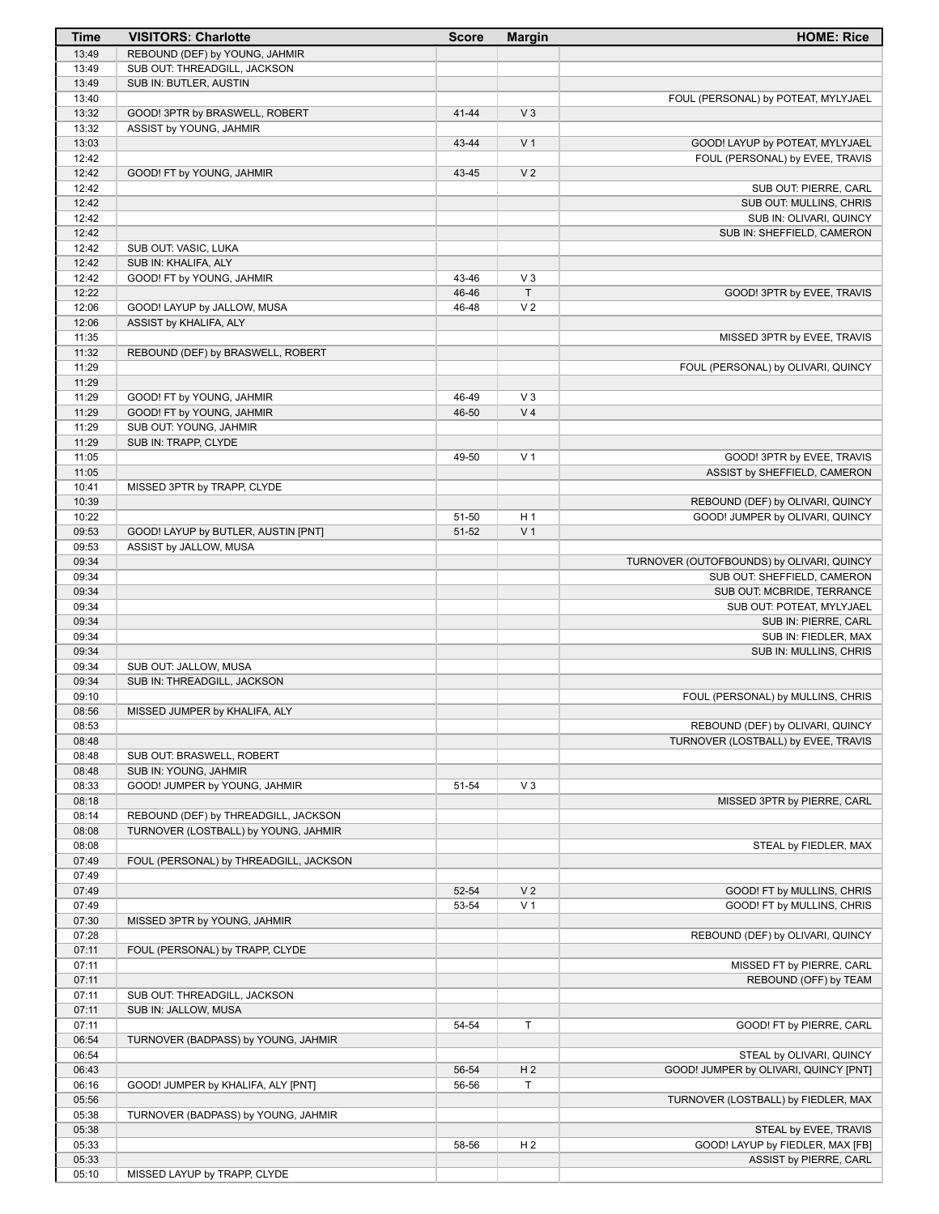| Time | VISITORS: Charlotte | Score | Margin | HOME: Rice |
|---|---|---|---|---|
| 13:49 | REBOUND (DEF) by YOUNG, JAHMIR | | | |
| 13:49 | SUB OUT: THREADGILL, JACKSON | | | |
| 13:49 | SUB IN: BUTLER, AUSTIN | | | |
| 13:40 | | | | FOUL (PERSONAL) by POTEAT, MYLYJAEL |
| 13:32 | GOOD! 3PTR by BRASWELL, ROBERT | 41-44 | V 3 | |
| 13:32 | ASSIST by YOUNG, JAHMIR | | | |
| 13:03 | | 43-44 | V 1 | GOOD! LAYUP by POTEAT, MYLYJAEL |
| 12:42 | | | | FOUL (PERSONAL) by EVEE, TRAVIS |
| 12:42 | GOOD! FT by YOUNG, JAHMIR | 43-45 | V 2 | |
| 12:42 | | | | SUB OUT: PIERRE, CARL |
| 12:42 | | | | SUB OUT: MULLINS, CHRIS |
| 12:42 | | | | SUB IN: OLIVARI, QUINCY |
| 12:42 | | | | SUB IN: SHEFFIELD, CAMERON |
| 12:42 | SUB OUT: VASIC, LUKA | | | |
| 12:42 | SUB IN: KHALIFA, ALY | | | |
| 12:42 | GOOD! FT by YOUNG, JAHMIR | 43-46 | V 3 | |
| 12:22 | | 46-46 | T | GOOD! 3PTR by EVEE, TRAVIS |
| 12:06 | GOOD! LAYUP by JALLOW, MUSA | 46-48 | V 2 | |
| 12:06 | ASSIST by KHALIFA, ALY | | | |
| 11:35 | | | | MISSED 3PTR by EVEE, TRAVIS |
| 11:32 | REBOUND (DEF) by BRASWELL, ROBERT | | | |
| 11:29 | | | | FOUL (PERSONAL) by OLIVARI, QUINCY |
| 11:29 | | | | |
| 11:29 | GOOD! FT by YOUNG, JAHMIR | 46-49 | V 3 | |
| 11:29 | GOOD! FT by YOUNG, JAHMIR | 46-50 | V 4 | |
| 11:29 | SUB OUT: YOUNG, JAHMIR | | | |
| 11:29 | SUB IN: TRAPP, CLYDE | | | |
| 11:05 | | 49-50 | V 1 | GOOD! 3PTR by EVEE, TRAVIS |
| 11:05 | | | | ASSIST by SHEFFIELD, CAMERON |
| 10:41 | MISSED 3PTR by TRAPP, CLYDE | | | |
| 10:39 | | | | REBOUND (DEF) by OLIVARI, QUINCY |
| 10:22 | | 51-50 | H 1 | GOOD! JUMPER by OLIVARI, QUINCY |
| 09:53 | GOOD! LAYUP by BUTLER, AUSTIN [PNT] | 51-52 | V 1 | |
| 09:53 | ASSIST by JALLOW, MUSA | | | |
| 09:34 | | | | TURNOVER (OUTOFBOUNDS) by OLIVARI, QUINCY |
| 09:34 | | | | SUB OUT: SHEFFIELD, CAMERON |
| 09:34 | | | | SUB OUT: MCBRIDE, TERRANCE |
| 09:34 | | | | SUB OUT: POTEAT, MYLYJAEL |
| 09:34 | | | | SUB IN: PIERRE, CARL |
| 09:34 | | | | SUB IN: FIEDLER, MAX |
| 09:34 | | | | SUB IN: MULLINS, CHRIS |
| 09:34 | SUB OUT: JALLOW, MUSA | | | |
| 09:34 | SUB IN: THREADGILL, JACKSON | | | |
| 09:10 | | | | FOUL (PERSONAL) by MULLINS, CHRIS |
| 08:56 | MISSED JUMPER by KHALIFA, ALY | | | |
| 08:53 | | | | REBOUND (DEF) by OLIVARI, QUINCY |
| 08:48 | | | | TURNOVER (LOSTBALL) by EVEE, TRAVIS |
| 08:48 | SUB OUT: BRASWELL, ROBERT | | | |
| 08:48 | SUB IN: YOUNG, JAHMIR | | | |
| 08:33 | GOOD! JUMPER by YOUNG, JAHMIR | 51-54 | V 3 | |
| 08:18 | | | | MISSED 3PTR by PIERRE, CARL |
| 08:14 | REBOUND (DEF) by THREADGILL, JACKSON | | | |
| 08:08 | TURNOVER (LOSTBALL) by YOUNG, JAHMIR | | | |
| 08:08 | | | | STEAL by FIEDLER, MAX |
| 07:49 | FOUL (PERSONAL) by THREADGILL, JACKSON | | | |
| 07:49 | | | | |
| 07:49 | | 52-54 | V 2 | GOOD! FT by MULLINS, CHRIS |
| 07:49 | | 53-54 | V 1 | GOOD! FT by MULLINS, CHRIS |
| 07:30 | MISSED 3PTR by YOUNG, JAHMIR | | | |
| 07:28 | | | | REBOUND (DEF) by OLIVARI, QUINCY |
| 07:11 | FOUL (PERSONAL) by TRAPP, CLYDE | | | |
| 07:11 | | | | MISSED FT by PIERRE, CARL |
| 07:11 | | | | REBOUND (OFF) by TEAM |
| 07:11 | SUB OUT: THREADGILL, JACKSON | | | |
| 07:11 | SUB IN: JALLOW, MUSA | | | |
| 07:11 | | 54-54 | T | GOOD! FT by PIERRE, CARL |
| 06:54 | TURNOVER (BADPASS) by YOUNG, JAHMIR | | | |
| 06:54 | | | | STEAL by OLIVARI, QUINCY |
| 06:43 | | 56-54 | H 2 | GOOD! JUMPER by OLIVARI, QUINCY [PNT] |
| 06:16 | GOOD! JUMPER by KHALIFA, ALY [PNT] | 56-56 | T | |
| 05:56 | | | | TURNOVER (LOSTBALL) by FIEDLER, MAX |
| 05:38 | TURNOVER (BADPASS) by YOUNG, JAHMIR | | | |
| 05:38 | | | | STEAL by EVEE, TRAVIS |
| 05:33 | | 58-56 | H 2 | GOOD! LAYUP by FIEDLER, MAX [FB] |
| 05:33 | | | | ASSIST by PIERRE, CARL |
| 05:10 | MISSED LAYUP by TRAPP, CLYDE | | | |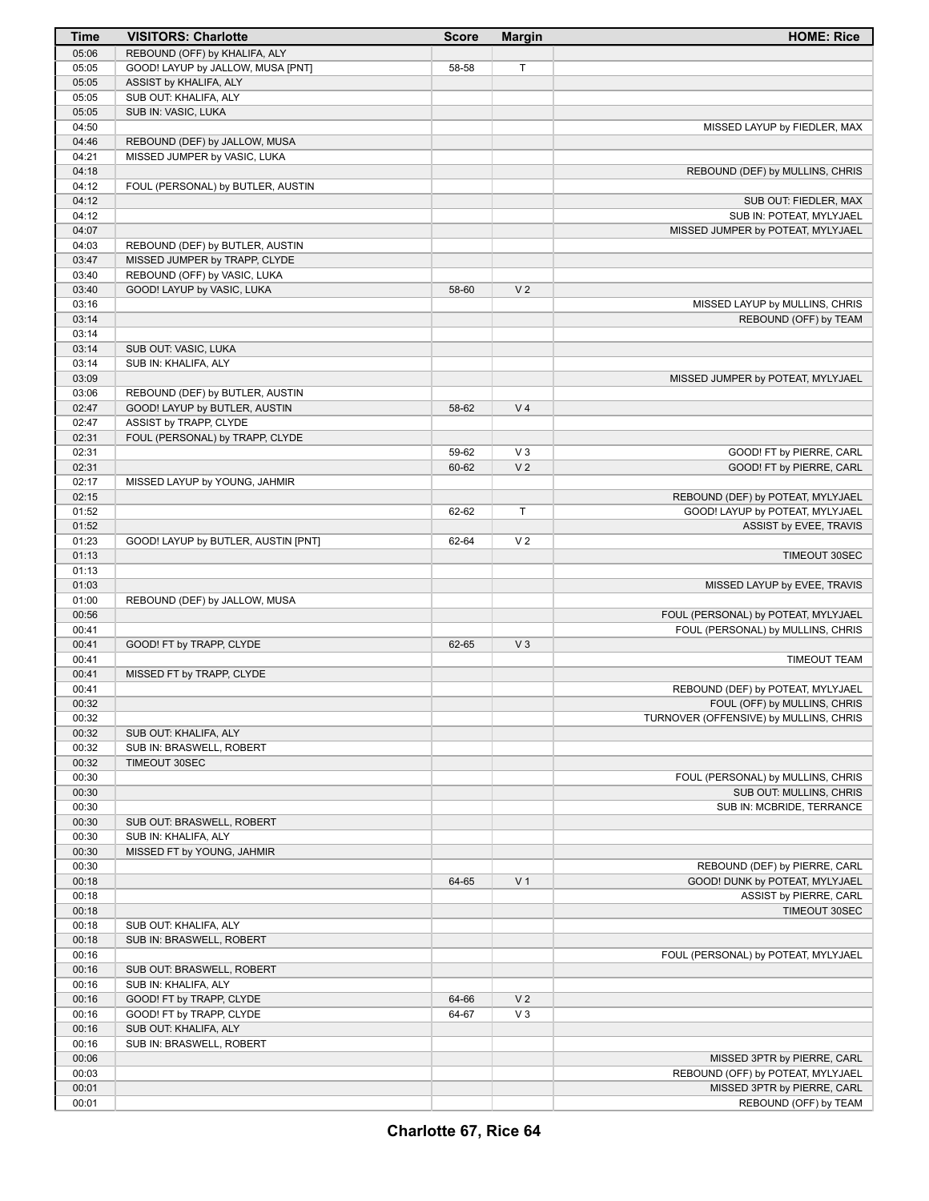| Time | VISITORS: Charlotte | Score | Margin | HOME: Rice |
|---|---|---|---|---|
| 05:06 | REBOUND (OFF) by KHALIFA, ALY | | | |
| 05:05 | GOOD! LAYUP by JALLOW, MUSA [PNT] | 58-58 | T | |
| 05:05 | ASSIST by KHALIFA, ALY | | | |
| 05:05 | SUB OUT: KHALIFA, ALY | | | |
| 05:05 | SUB IN: VASIC, LUKA | | | |
| 04:50 | | | | MISSED LAYUP by FIEDLER, MAX |
| 04:46 | REBOUND (DEF) by JALLOW, MUSA | | | |
| 04:21 | MISSED JUMPER by VASIC, LUKA | | | |
| 04:18 | | | | REBOUND (DEF) by MULLINS, CHRIS |
| 04:12 | FOUL (PERSONAL) by BUTLER, AUSTIN | | | |
| 04:12 | | | | SUB OUT: FIEDLER, MAX |
| 04:12 | | | | SUB IN: POTEAT, MYLYJAEL |
| 04:07 | | | | MISSED JUMPER by POTEAT, MYLYJAEL |
| 04:03 | REBOUND (DEF) by BUTLER, AUSTIN | | | |
| 03:47 | MISSED JUMPER by TRAPP, CLYDE | | | |
| 03:40 | REBOUND (OFF) by VASIC, LUKA | | | |
| 03:40 | GOOD! LAYUP by VASIC, LUKA | 58-60 | V 2 | |
| 03:16 | | | | MISSED LAYUP by MULLINS, CHRIS |
| 03:14 | | | | REBOUND (OFF) by TEAM |
| 03:14 | | | | |
| 03:14 | SUB OUT: VASIC, LUKA | | | |
| 03:14 | SUB IN: KHALIFA, ALY | | | |
| 03:09 | | | | MISSED JUMPER by POTEAT, MYLYJAEL |
| 03:06 | REBOUND (DEF) by BUTLER, AUSTIN | | | |
| 02:47 | GOOD! LAYUP by BUTLER, AUSTIN | 58-62 | V 4 | |
| 02:47 | ASSIST by TRAPP, CLYDE | | | |
| 02:31 | FOUL (PERSONAL) by TRAPP, CLYDE | | | |
| 02:31 | | 59-62 | V 3 | GOOD! FT by PIERRE, CARL |
| 02:31 | | 60-62 | V 2 | GOOD! FT by PIERRE, CARL |
| 02:17 | MISSED LAYUP by YOUNG, JAHMIR | | | |
| 02:15 | | | | REBOUND (DEF) by POTEAT, MYLYJAEL |
| 01:52 | | 62-62 | T | GOOD! LAYUP by POTEAT, MYLYJAEL |
| 01:52 | | | | ASSIST by EVEE, TRAVIS |
| 01:23 | GOOD! LAYUP by BUTLER, AUSTIN [PNT] | 62-64 | V 2 | |
| 01:13 | | | | TIMEOUT 30SEC |
| 01:13 | | | | |
| 01:03 | | | | MISSED LAYUP by EVEE, TRAVIS |
| 01:00 | REBOUND (DEF) by JALLOW, MUSA | | | |
| 00:56 | | | | FOUL (PERSONAL) by POTEAT, MYLYJAEL |
| 00:41 | | | | FOUL (PERSONAL) by MULLINS, CHRIS |
| 00:41 | GOOD! FT by TRAPP, CLYDE | 62-65 | V 3 | |
| 00:41 | | | | TIMEOUT TEAM |
| 00:41 | MISSED FT by TRAPP, CLYDE | | | |
| 00:41 | | | | REBOUND (DEF) by POTEAT, MYLYJAEL |
| 00:32 | | | | FOUL (OFF) by MULLINS, CHRIS |
| 00:32 | | | | TURNOVER (OFFENSIVE) by MULLINS, CHRIS |
| 00:32 | SUB OUT: KHALIFA, ALY | | | |
| 00:32 | SUB IN: BRASWELL, ROBERT | | | |
| 00:32 | TIMEOUT 30SEC | | | |
| 00:30 | | | | FOUL (PERSONAL) by MULLINS, CHRIS |
| 00:30 | | | | SUB OUT: MULLINS, CHRIS |
| 00:30 | | | | SUB IN: MCBRIDE, TERRANCE |
| 00:30 | SUB OUT: BRASWELL, ROBERT | | | |
| 00:30 | SUB IN: KHALIFA, ALY | | | |
| 00:30 | MISSED FT by YOUNG, JAHMIR | | | |
| 00:30 | | | | REBOUND (DEF) by PIERRE, CARL |
| 00:18 | | 64-65 | V 1 | GOOD! DUNK by POTEAT, MYLYJAEL |
| 00:18 | | | | ASSIST by PIERRE, CARL |
| 00:18 | | | | TIMEOUT 30SEC |
| 00:18 | SUB OUT: KHALIFA, ALY | | | |
| 00:18 | SUB IN: BRASWELL, ROBERT | | | |
| 00:16 | | | | FOUL (PERSONAL) by POTEAT, MYLYJAEL |
| 00:16 | SUB OUT: BRASWELL, ROBERT | | | |
| 00:16 | SUB IN: KHALIFA, ALY | | | |
| 00:16 | GOOD! FT by TRAPP, CLYDE | 64-66 | V 2 | |
| 00:16 | GOOD! FT by TRAPP, CLYDE | 64-67 | V 3 | |
| 00:16 | SUB OUT: KHALIFA, ALY | | | |
| 00:16 | SUB IN: BRASWELL, ROBERT | | | |
| 00:06 | | | | MISSED 3PTR by PIERRE, CARL |
| 00:03 | | | | REBOUND (OFF) by POTEAT, MYLYJAEL |
| 00:01 | | | | MISSED 3PTR by PIERRE, CARL |
| 00:01 | | | | REBOUND (OFF) by TEAM |

**Charlotte 67, Rice 64**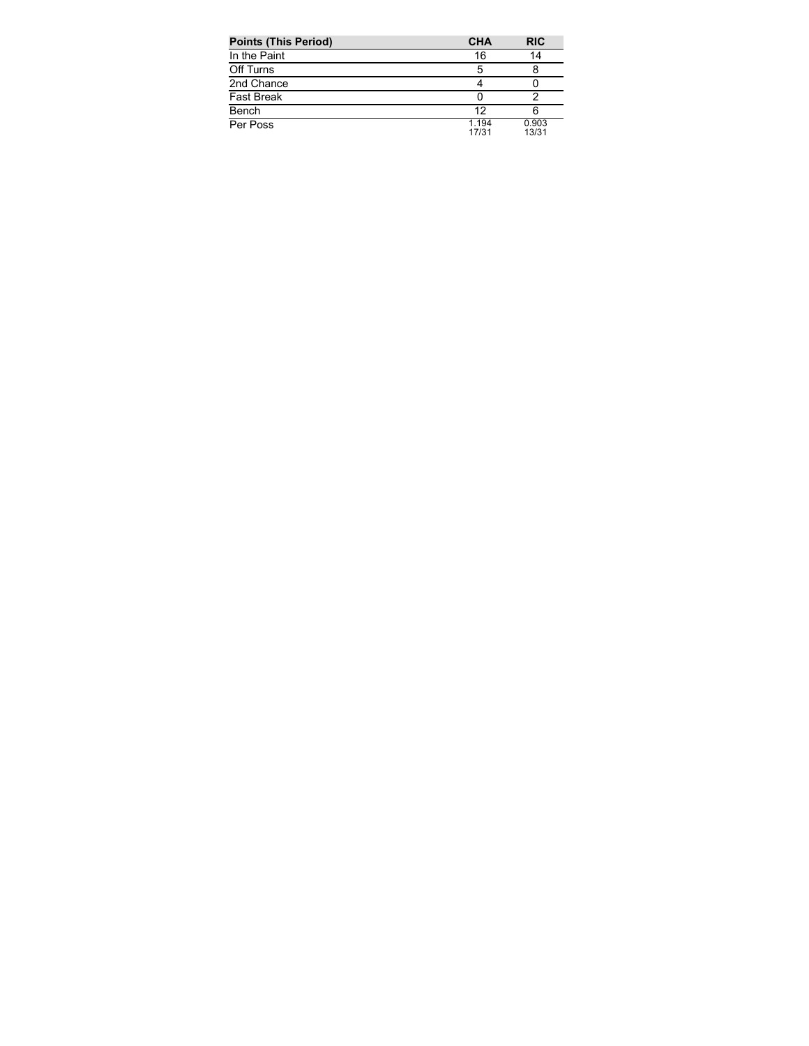| Points (This Period) | CHA | RIC |
| --- | --- | --- |
| In the Paint | 16 | 14 |
| Off Turns | 5 | 8 |
| 2nd Chance | 4 | 0 |
| Fast Break | 0 | 2 |
| Bench | 12 | 6 |
| Per Poss | 1.194<br>17/31 | 0.903<br>13/31 |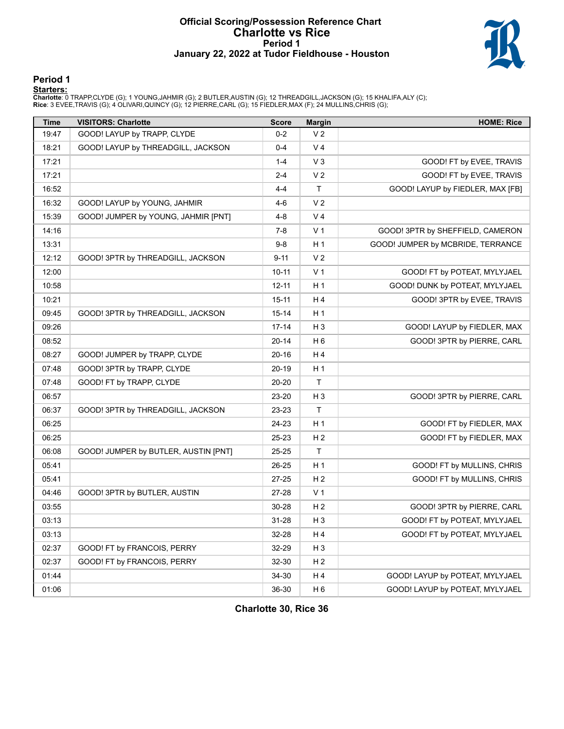# Official Scoring/Possession Reference Chart
## Charlotte vs Rice
### Period 1
### January 22, 2022 at Tudor Fieldhouse - Houston

## Period 1

**Starters:**

**Charlotte**: 0 TRAPP,CLYDE (G); 1 YOUNG,JAHMIR (G); 2 BUTLER,AUSTIN (G); 12 THREADGILL,JACKSON (G); 15 KHALIFA,ALY (C);
**Rice**: 3 EVEE,TRAVIS (G); 4 OLIVARI,QUINCY (G); 12 PIERRE,CARL (G); 15 FIEDLER,MAX (F); 24 MULLINS,CHRIS (G);

| Time | VISITORS: Charlotte | Score | Margin | HOME: Rice |
|---|---|---|---|---|
| 19:47 | GOOD! LAYUP by TRAPP, CLYDE | 0-2 | V 2 | |
| 18:21 | GOOD! LAYUP by THREADGILL, JACKSON | 0-4 | V 4 | |
| 17:21 | | 1-4 | V 3 | GOOD! FT by EVEE, TRAVIS |
| 17:21 | | 2-4 | V 2 | GOOD! FT by EVEE, TRAVIS |
| 16:52 | | 4-4 | T | GOOD! LAYUP by FIEDLER, MAX [FB] |
| 16:32 | GOOD! LAYUP by YOUNG, JAHMIR | 4-6 | V 2 | |
| 15:39 | GOOD! JUMPER by YOUNG, JAHMIR [PNT] | 4-8 | V 4 | |
| 14:16 | | 7-8 | V 1 | GOOD! 3PTR by SHEFFIELD, CAMERON |
| 13:31 | | 9-8 | H 1 | GOOD! JUMPER by MCBRIDE, TERRANCE |
| 12:12 | GOOD! 3PTR by THREADGILL, JACKSON | 9-11 | V 2 | |
| 12:00 | | 10-11 | V 1 | GOOD! FT by POTEAT, MYLYJAEL |
| 10:58 | | 12-11 | H 1 | GOOD! DUNK by POTEAT, MYLYJAEL |
| 10:21 | | 15-11 | H 4 | GOOD! 3PTR by EVEE, TRAVIS |
| 09:45 | GOOD! 3PTR by THREADGILL, JACKSON | 15-14 | H 1 | |
| 09:26 | | 17-14 | H 3 | GOOD! LAYUP by FIEDLER, MAX |
| 08:52 | | 20-14 | H 6 | GOOD! 3PTR by PIERRE, CARL |
| 08:27 | GOOD! JUMPER by TRAPP, CLYDE | 20-16 | H 4 | |
| 07:48 | GOOD! 3PTR by TRAPP, CLYDE | 20-19 | H 1 | |
| 07:48 | GOOD! FT by TRAPP, CLYDE | 20-20 | T | |
| 06:57 | | 23-20 | H 3 | GOOD! 3PTR by PIERRE, CARL |
| 06:37 | GOOD! 3PTR by THREADGILL, JACKSON | 23-23 | T | |
| 06:25 | | 24-23 | H 1 | GOOD! FT by FIEDLER, MAX |
| 06:25 | | 25-23 | H 2 | GOOD! FT by FIEDLER, MAX |
| 06:08 | GOOD! JUMPER by BUTLER, AUSTIN [PNT] | 25-25 | T | |
| 05:41 | | 26-25 | H 1 | GOOD! FT by MULLINS, CHRIS |
| 05:41 | | 27-25 | H 2 | GOOD! FT by MULLINS, CHRIS |
| 04:46 | GOOD! 3PTR by BUTLER, AUSTIN | 27-28 | V 1 | |
| 03:55 | | 30-28 | H 2 | GOOD! 3PTR by PIERRE, CARL |
| 03:13 | | 31-28 | H 3 | GOOD! FT by POTEAT, MYLYJAEL |
| 03:13 | | 32-28 | H 4 | GOOD! FT by POTEAT, MYLYJAEL |
| 02:37 | GOOD! FT by FRANCOIS, PERRY | 32-29 | H 3 | |
| 02:37 | GOOD! FT by FRANCOIS, PERRY | 32-30 | H 2 | |
| 01:44 | | 34-30 | H 4 | GOOD! LAYUP by POTEAT, MYLYJAEL |
| 01:06 | | 36-30 | H 6 | GOOD! LAYUP by POTEAT, MYLYJAEL |

**Charlotte 30, Rice 36**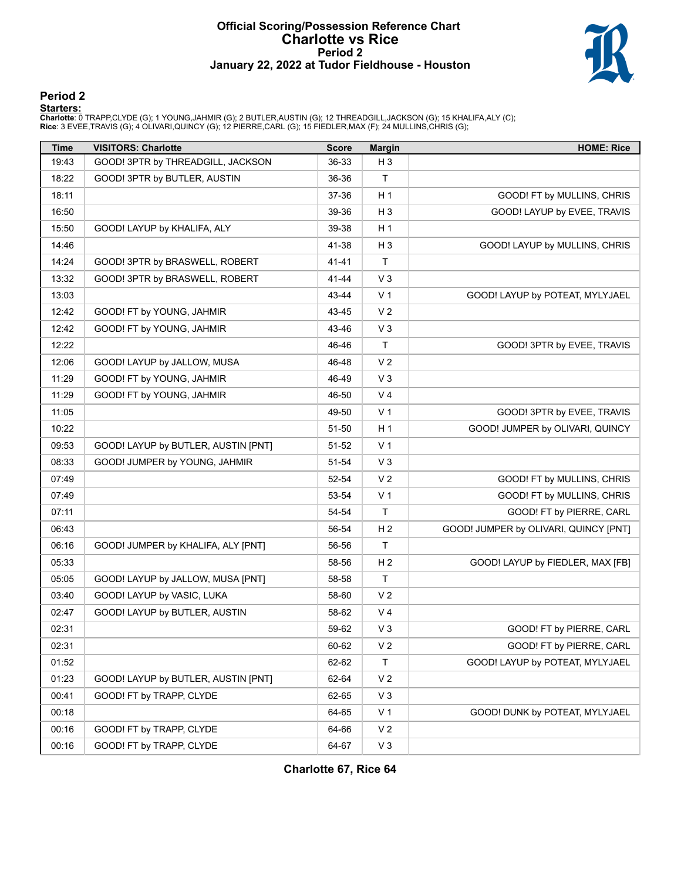# Official Scoring/Possession Reference Chart
## Charlotte vs Rice
### Period 2
### January 22, 2022 at Tudor Fieldhouse - Houston

## Period 2

**Starters:**

**Charlotte**: 0 TRAPP,CLYDE (G); 1 YOUNG,JAHMIR (G); 2 BUTLER,AUSTIN (G); 12 THREADGILL,JACKSON (G); 15 KHALIFA,ALY (C);
**Rice**: 3 EVEE,TRAVIS (G); 4 OLIVARI,QUINCY (G); 12 PIERRE,CARL (G); 15 FIEDLER,MAX (F); 24 MULLINS,CHRIS (G);

| Time | VISITORS: Charlotte | Score | Margin | HOME: Rice |
|---|---|---|---|---|
| 19:43 | GOOD! 3PTR by THREADGILL, JACKSON | 36-33 | H 3 | |
| 18:22 | GOOD! 3PTR by BUTLER, AUSTIN | 36-36 | T | |
| 18:11 | | 37-36 | H 1 | GOOD! FT by MULLINS, CHRIS |
| 16:50 | | 39-36 | H 3 | GOOD! LAYUP by EVEE, TRAVIS |
| 15:50 | GOOD! LAYUP by KHALIFA, ALY | 39-38 | H 1 | |
| 14:46 | | 41-38 | H 3 | GOOD! LAYUP by MULLINS, CHRIS |
| 14:24 | GOOD! 3PTR by BRASWELL, ROBERT | 41-41 | T | |
| 13:32 | GOOD! 3PTR by BRASWELL, ROBERT | 41-44 | V 3 | |
| 13:03 | | 43-44 | V 1 | GOOD! LAYUP by POTEAT, MYLYJAEL |
| 12:42 | GOOD! FT by YOUNG, JAHMIR | 43-45 | V 2 | |
| 12:42 | GOOD! FT by YOUNG, JAHMIR | 43-46 | V 3 | |
| 12:22 | | 46-46 | T | GOOD! 3PTR by EVEE, TRAVIS |
| 12:06 | GOOD! LAYUP by JALLOW, MUSA | 46-48 | V 2 | |
| 11:29 | GOOD! FT by YOUNG, JAHMIR | 46-49 | V 3 | |
| 11:29 | GOOD! FT by YOUNG, JAHMIR | 46-50 | V 4 | |
| 11:05 | | 49-50 | V 1 | GOOD! 3PTR by EVEE, TRAVIS |
| 10:22 | | 51-50 | H 1 | GOOD! JUMPER by OLIVARI, QUINCY |
| 09:53 | GOOD! LAYUP by BUTLER, AUSTIN [PNT] | 51-52 | V 1 | |
| 08:33 | GOOD! JUMPER by YOUNG, JAHMIR | 51-54 | V 3 | |
| 07:49 | | 52-54 | V 2 | GOOD! FT by MULLINS, CHRIS |
| 07:49 | | 53-54 | V 1 | GOOD! FT by MULLINS, CHRIS |
| 07:11 | | 54-54 | T | GOOD! FT by PIERRE, CARL |
| 06:43 | | 56-54 | H 2 | GOOD! JUMPER by OLIVARI, QUINCY [PNT] |
| 06:16 | GOOD! JUMPER by KHALIFA, ALY [PNT] | 56-56 | T | |
| 05:33 | | 58-56 | H 2 | GOOD! LAYUP by FIEDLER, MAX [FB] |
| 05:05 | GOOD! LAYUP by JALLOW, MUSA [PNT] | 58-58 | T | |
| 03:40 | GOOD! LAYUP by VASIC, LUKA | 58-60 | V 2 | |
| 02:47 | GOOD! LAYUP by BUTLER, AUSTIN | 58-62 | V 4 | |
| 02:31 | | 59-62 | V 3 | GOOD! FT by PIERRE, CARL |
| 02:31 | | 60-62 | V 2 | GOOD! FT by PIERRE, CARL |
| 01:52 | | 62-62 | T | GOOD! LAYUP by POTEAT, MYLYJAEL |
| 01:23 | GOOD! LAYUP by BUTLER, AUSTIN [PNT] | 62-64 | V 2 | |
| 00:41 | GOOD! FT by TRAPP, CLYDE | 62-65 | V 3 | |
| 00:18 | | 64-65 | V 1 | GOOD! DUNK by POTEAT, MYLYJAEL |
| 00:16 | GOOD! FT by TRAPP, CLYDE | 64-66 | V 2 | |
| 00:16 | GOOD! FT by TRAPP, CLYDE | 64-67 | V 3 | |

**Charlotte 67, Rice 64**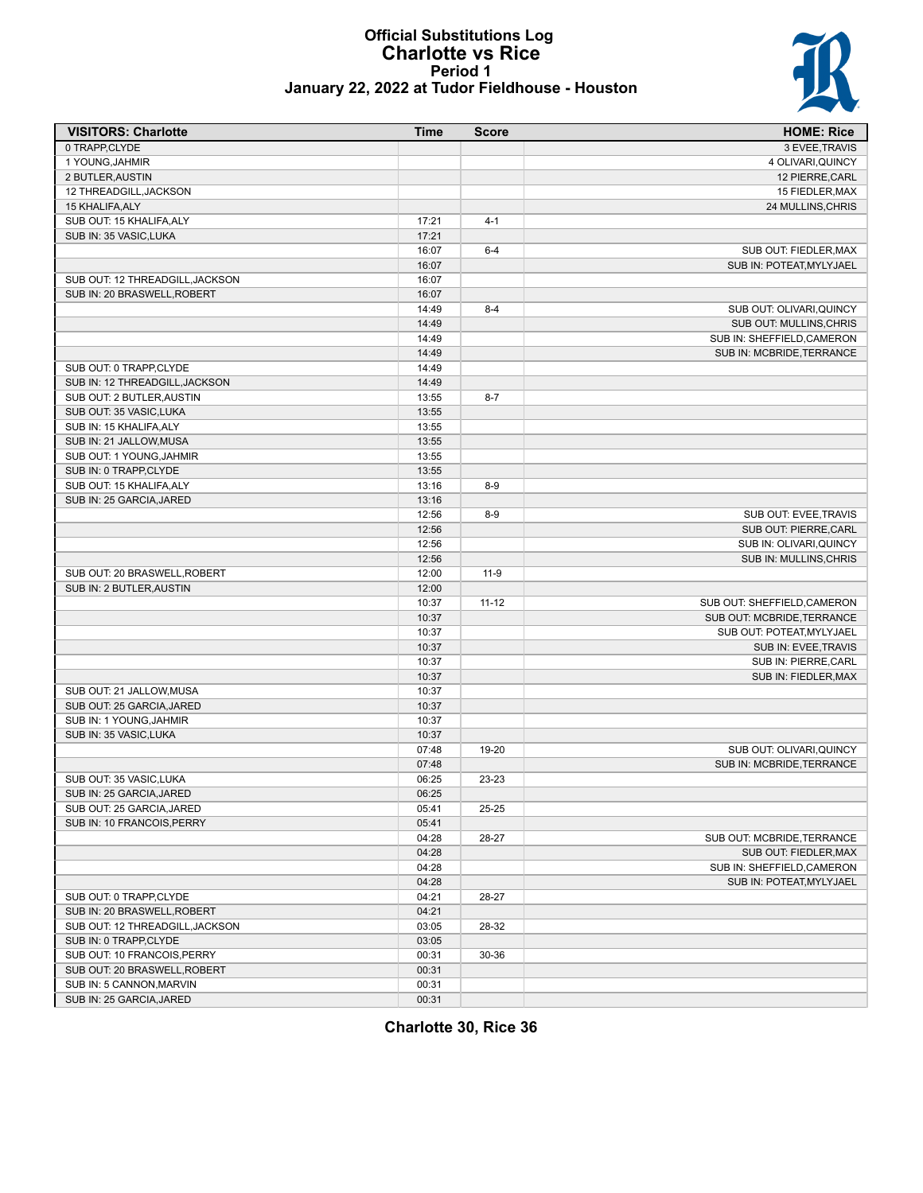# Official Substitutions Log
## Charlotte vs Rice
### Period 1
### January 22, 2022 at Tudor Fieldhouse - Houston

| VISITORS: Charlotte | Time | Score | HOME: Rice |
|---|---|---|---|
| 0 TRAPP,CLYDE | | | 3 EVEE,TRAVIS |
| 1 YOUNG,JAHMIR | | | 4 OLIVARI,QUINCY |
| 2 BUTLER,AUSTIN | | | 12 PIERRE,CARL |
| 12 THREADGILL,JACKSON | | | 15 FIEDLER,MAX |
| 15 KHALIFA,ALY | | | 24 MULLINS,CHRIS |
| SUB OUT: 15 KHALIFA,ALY | 17:21 | 4-1 | |
| SUB IN: 35 VASIC,LUKA | 17:21 | | |
| | 16:07 | 6-4 | SUB OUT: FIEDLER,MAX |
| | 16:07 | | SUB IN: POTEAT,MYLYJAEL |
| SUB OUT: 12 THREADGILL,JACKSON | 16:07 | | |
| SUB IN: 20 BRASWELL,ROBERT | 16:07 | | |
| | 14:49 | 8-4 | SUB OUT: OLIVARI,QUINCY |
| | 14:49 | | SUB OUT: MULLINS,CHRIS |
| | 14:49 | | SUB IN: SHEFFIELD,CAMERON |
| | 14:49 | | SUB IN: MCBRIDE,TERRANCE |
| SUB OUT: 0 TRAPP,CLYDE | 14:49 | | |
| SUB IN: 12 THREADGILL,JACKSON | 14:49 | | |
| SUB OUT: 2 BUTLER,AUSTIN | 13:55 | 8-7 | |
| SUB OUT: 35 VASIC,LUKA | 13:55 | | |
| SUB IN: 15 KHALIFA,ALY | 13:55 | | |
| SUB IN: 21 JALLOW,MUSA | 13:55 | | |
| SUB OUT: 1 YOUNG,JAHMIR | 13:55 | | |
| SUB IN: 0 TRAPP,CLYDE | 13:55 | | |
| SUB OUT: 15 KHALIFA,ALY | 13:16 | 8-9 | |
| SUB IN: 25 GARCIA,JARED | 13:16 | | |
| | 12:56 | 8-9 | SUB OUT: EVEE,TRAVIS |
| | 12:56 | | SUB OUT: PIERRE,CARL |
| | 12:56 | | SUB IN: OLIVARI,QUINCY |
| | 12:56 | | SUB IN: MULLINS,CHRIS |
| SUB OUT: 20 BRASWELL,ROBERT | 12:00 | 11-9 | |
| SUB IN: 2 BUTLER,AUSTIN | 12:00 | | |
| | 10:37 | 11-12 | SUB OUT: SHEFFIELD,CAMERON |
| | 10:37 | | SUB OUT: MCBRIDE,TERRANCE |
| | 10:37 | | SUB OUT: POTEAT,MYLYJAEL |
| | 10:37 | | SUB IN: EVEE,TRAVIS |
| | 10:37 | | SUB IN: PIERRE,CARL |
| | 10:37 | | SUB IN: FIEDLER,MAX |
| SUB OUT: 21 JALLOW,MUSA | 10:37 | | |
| SUB OUT: 25 GARCIA,JARED | 10:37 | | |
| SUB IN: 1 YOUNG,JAHMIR | 10:37 | | |
| SUB IN: 35 VASIC,LUKA | 10:37 | | |
| | 07:48 | 19-20 | SUB OUT: OLIVARI,QUINCY |
| | 07:48 | | SUB IN: MCBRIDE,TERRANCE |
| SUB OUT: 35 VASIC,LUKA | 06:25 | 23-23 | |
| SUB IN: 25 GARCIA,JARED | 06:25 | | |
| SUB OUT: 25 GARCIA,JARED | 05:41 | 25-25 | |
| SUB IN: 10 FRANCOIS,PERRY | 05:41 | | |
| | 04:28 | 28-27 | SUB OUT: MCBRIDE,TERRANCE |
| | 04:28 | | SUB OUT: FIEDLER,MAX |
| | 04:28 | | SUB IN: SHEFFIELD,CAMERON |
| | 04:28 | | SUB IN: POTEAT,MYLYJAEL |
| SUB OUT: 0 TRAPP,CLYDE | 04:21 | 28-27 | |
| SUB IN: 20 BRASWELL,ROBERT | 04:21 | | |
| SUB OUT: 12 THREADGILL,JACKSON | 03:05 | 28-32 | |
| SUB IN: 0 TRAPP,CLYDE | 03:05 | | |
| SUB OUT: 10 FRANCOIS,PERRY | 00:31 | 30-36 | |
| SUB OUT: 20 BRASWELL,ROBERT | 00:31 | | |
| SUB IN: 5 CANNON,MARVIN | 00:31 | | |
| SUB IN: 25 GARCIA,JARED | 00:31 | | |

**Charlotte 30, Rice 36**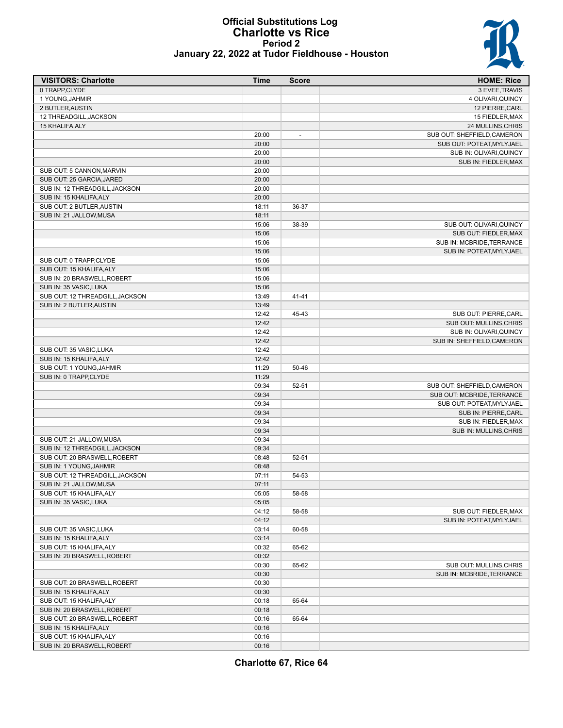# Official Substitutions Log
## Charlotte vs Rice
### Period 2
### January 22, 2022 at Tudor Fieldhouse - Houston

| VISITORS: Charlotte | Time | Score | HOME: Rice |
|---|---|---|---|
| 0 TRAPP,CLYDE | | | 3 EVEE,TRAVIS |
| 1 YOUNG,JAHMIR | | | 4 OLIVARI,QUINCY |
| 2 BUTLER,AUSTIN | | | 12 PIERRE,CARL |
| 12 THREADGILL,JACKSON | | | 15 FIEDLER,MAX |
| 15 KHALIFA,ALY | | | 24 MULLINS,CHRIS |
| | 20:00 | - | SUB OUT: SHEFFIELD,CAMERON |
| | 20:00 | | SUB OUT: POTEAT,MYLYJAEL |
| | 20:00 | | SUB IN: OLIVARI,QUINCY |
| | 20:00 | | SUB IN: FIEDLER,MAX |
| SUB OUT: 5 CANNON,MARVIN | 20:00 | | |
| SUB OUT: 25 GARCIA,JARED | 20:00 | | |
| SUB IN: 12 THREADGILL,JACKSON | 20:00 | | |
| SUB IN: 15 KHALIFA,ALY | 20:00 | | |
| SUB OUT: 2 BUTLER,AUSTIN | 18:11 | 36-37 | |
| SUB IN: 21 JALLOW,MUSA | 18:11 | | |
| | 15:06 | 38-39 | SUB OUT: OLIVARI,QUINCY |
| | 15:06 | | SUB OUT: FIEDLER,MAX |
| | 15:06 | | SUB IN: MCBRIDE,TERRANCE |
| | 15:06 | | SUB IN: POTEAT,MYLYJAEL |
| SUB OUT: 0 TRAPP,CLYDE | 15:06 | | |
| SUB OUT: 15 KHALIFA,ALY | 15:06 | | |
| SUB IN: 20 BRASWELL,ROBERT | 15:06 | | |
| SUB IN: 35 VASIC,LUKA | 15:06 | | |
| SUB OUT: 12 THREADGILL,JACKSON | 13:49 | 41-41 | |
| SUB IN: 2 BUTLER,AUSTIN | 13:49 | | |
| | 12:42 | 45-43 | SUB OUT: PIERRE,CARL |
| | 12:42 | | SUB OUT: MULLINS,CHRIS |
| | 12:42 | | SUB IN: OLIVARI,QUINCY |
| | 12:42 | | SUB IN: SHEFFIELD,CAMERON |
| SUB OUT: 35 VASIC,LUKA | 12:42 | | |
| SUB IN: 15 KHALIFA,ALY | 12:42 | | |
| SUB OUT: 1 YOUNG,JAHMIR | 11:29 | 50-46 | |
| SUB IN: 0 TRAPP,CLYDE | 11:29 | | |
| | 09:34 | 52-51 | SUB OUT: SHEFFIELD,CAMERON |
| | 09:34 | | SUB OUT: MCBRIDE,TERRANCE |
| | 09:34 | | SUB OUT: POTEAT,MYLYJAEL |
| | 09:34 | | SUB IN: PIERRE,CARL |
| | 09:34 | | SUB IN: FIEDLER,MAX |
| | 09:34 | | SUB IN: MULLINS,CHRIS |
| SUB OUT: 21 JALLOW,MUSA | 09:34 | | |
| SUB IN: 12 THREADGILL,JACKSON | 09:34 | | |
| SUB OUT: 20 BRASWELL,ROBERT | 08:48 | 52-51 | |
| SUB IN: 1 YOUNG,JAHMIR | 08:48 | | |
| SUB OUT: 12 THREADGILL,JACKSON | 07:11 | 54-53 | |
| SUB IN: 21 JALLOW,MUSA | 07:11 | | |
| SUB OUT: 15 KHALIFA,ALY | 05:05 | 58-58 | |
| SUB IN: 35 VASIC,LUKA | 05:05 | | |
| | 04:12 | 58-58 | SUB OUT: FIEDLER,MAX |
| | 04:12 | | SUB IN: POTEAT,MYLYJAEL |
| SUB OUT: 35 VASIC,LUKA | 03:14 | 60-58 | |
| SUB IN: 15 KHALIFA,ALY | 03:14 | | |
| SUB OUT: 15 KHALIFA,ALY | 00:32 | 65-62 | |
| SUB IN: 20 BRASWELL,ROBERT | 00:32 | | |
| | 00:30 | 65-62 | SUB OUT: MULLINS,CHRIS |
| | 00:30 | | SUB IN: MCBRIDE,TERRANCE |
| SUB OUT: 20 BRASWELL,ROBERT | 00:30 | | |
| SUB IN: 15 KHALIFA,ALY | 00:30 | | |
| SUB OUT: 15 KHALIFA,ALY | 00:18 | 65-64 | |
| SUB IN: 20 BRASWELL,ROBERT | 00:18 | | |
| SUB OUT: 20 BRASWELL,ROBERT | 00:16 | 65-64 | |
| SUB IN: 15 KHALIFA,ALY | 00:16 | | |
| SUB OUT: 15 KHALIFA,ALY | 00:16 | | |
| SUB IN: 20 BRASWELL,ROBERT | 00:16 | | |

**Charlotte 67, Rice 64**